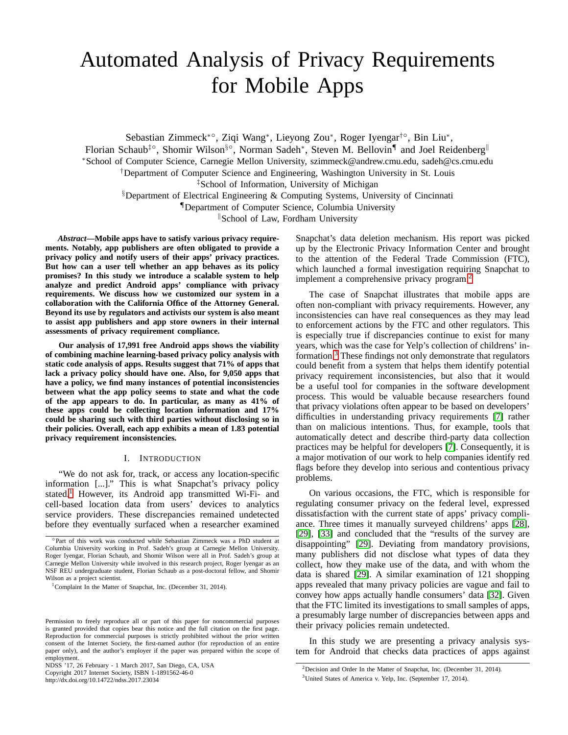# Automated Analysis of Privacy Requirements for Mobile Apps

Sebastian Zimmeck[∗◦], Ziqi Wang[∗], Lieyong Zou[∗], Roger Iyengar[†◦], Bin Liu[∗], Florian Schaub[‡◦], Shomir Wilson[§◦], Norman Sadeh[∗], Steven M. Bellovin[¶] and Joel Reidenberg[‖]

[∗]School of Computer Science, Carnegie Mellon University, szimmeck@andrew.cmu.edu, sadeh@cs.cmu.edu

[†]Department of Computer Science and Engineering, Washington University in St. Louis

[‡]School of Information, University of Michigan

[§]Department of Electrical Engineering & Computing Systems, University of Cincinnati

[¶]Department of Computer Science, Columbia University

[‖]School of Law, Fordham University

***Abstract*—Mobile apps have to satisfy various privacy requirements. Notably, app publishers are often obligated to provide a privacy policy and notify users of their apps' privacy practices. But how can a user tell whether an app behaves as its policy promises? In this study we introduce a scalable system to help analyze and predict Android apps' compliance with privacy requirements. We discuss how we customized our system in a collaboration with the California Office of the Attorney General. Beyond its use by regulators and activists our system is also meant to assist app publishers and app store owners in their internal assessments of privacy requirement compliance.**

**Our analysis of 17,991 free Android apps shows the viability of combining machine learning-based privacy policy analysis with static code analysis of apps. Results suggest that 71% of apps that lack a privacy policy should have one. Also, for 9,050 apps that have a policy, we find many instances of potential inconsistencies between what the app policy seems to state and what the code of the app appears to do. In particular, as many as 41% of these apps could be collecting location information and 17% could be sharing such with third parties without disclosing so in their policies. Overall, each app exhibits a mean of 1.83 potential privacy requirement inconsistencies.**

## I. Introduction

"We do not ask for, track, or access any location-specific information [...]." This is what Snapchat's privacy policy stated.[1] However, its Android app transmitted Wi-Fi- and cell-based location data from users' devices to analytics service providers. These discrepancies remained undetected before they eventually surfaced when a researcher examined Snapchat's data deletion mechanism. His report was picked up by the Electronic Privacy Information Center and brought to the attention of the Federal Trade Commission (FTC), which launched a formal investigation requiring Snapchat to implement a comprehensive privacy program.[2]

The case of Snapchat illustrates that mobile apps are often non-compliant with privacy requirements. However, any inconsistencies can have real consequences as they may lead to enforcement actions by the FTC and other regulators. This is especially true if discrepancies continue to exist for many years, which was the case for Yelp's collection of childrens' information.[3] These findings not only demonstrate that regulators could benefit from a system that helps them identify potential privacy requirement inconsistencies, but also that it would be a useful tool for companies in the software development process. This would be valuable because researchers found that privacy violations often appear to be based on developers' difficulties in understanding privacy requirements [7] rather than on malicious intentions. Thus, for example, tools that automatically detect and describe third-party data collection practices may be helpful for developers [7]. Consequently, it is a major motivation of our work to help companies identify red flags before they develop into serious and contentious privacy problems.

On various occasions, the FTC, which is responsible for regulating consumer privacy on the federal level, expressed dissatisfaction with the current state of apps' privacy compliance. Three times it manually surveyed childrens' apps [28], [29], [33] and concluded that the "results of the survey are disappointing" [29]. Deviating from mandatory provisions, many publishers did not disclose what types of data they collect, how they make use of the data, and with whom the data is shared [29]. A similar examination of 121 shopping apps revealed that many privacy policies are vague and fail to convey how apps actually handle consumers' data [32]. Given that the FTC limited its investigations to small samples of apps, a presumably large number of discrepancies between apps and their privacy policies remain undetected.

In this study we are presenting a privacy analysis system for Android that checks data practices of apps against

◦Part of this work was conducted while Sebastian Zimmeck was a PhD student at Columbia University working in Prof. Sadeh's group at Carnegie Mellon University. Roger Iyengar, Florian Schaub, and Shomir Wilson were all in Prof. Sadeh's group at Carnegie Mellon University while involved in this research project, Roger Iyengar as an NSF REU undergraduate student, Florian Schaub as a post-doctoral fellow, and Shomir Wilson as a project scientist.

[1]Complaint In the Matter of Snapchat, Inc. (December 31, 2014).

[2]Decision and Order In the Matter of Snapchat, Inc. (December 31, 2014).

[3]United States of America v. Yelp, Inc. (September 17, 2014).

Permission to freely reproduce all or part of this paper for noncommercial purposes is granted provided that copies bear this notice and the full citation on the first page. Reproduction for commercial purposes is strictly prohibited without the prior written consent of the Internet Society, the first-named author (for reproduction of an entire paper only), and the author's employer if the paper was prepared within the scope of employment.
NDSS '17, 26 February - 1 March 2017, San Diego, CA, USA
Copyright 2017 Internet Society, ISBN 1-1891562-46-0
http://dx.doi.org/10.14722/ndss.2017.23034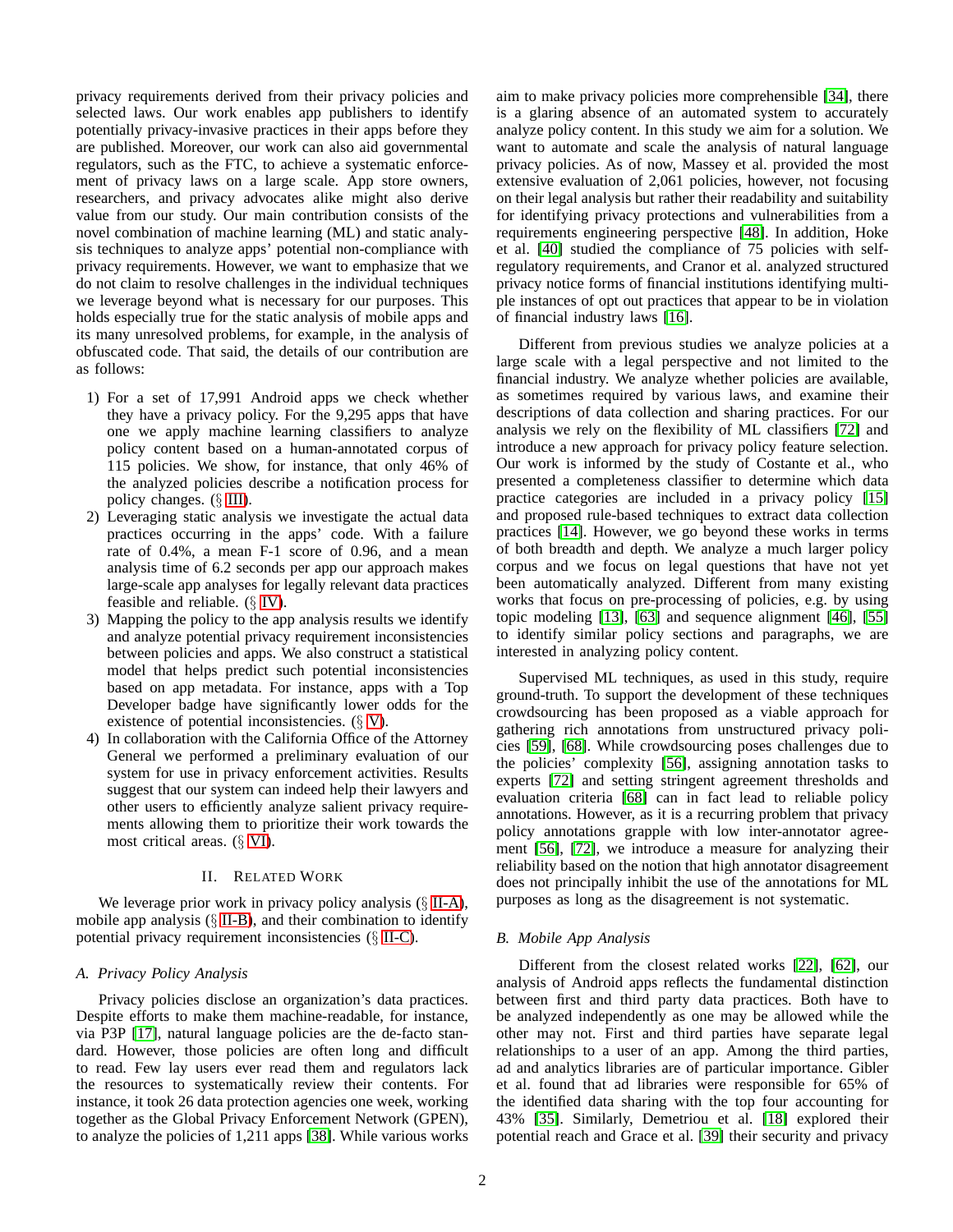privacy requirements derived from their privacy policies and selected laws. Our work enables app publishers to identify potentially privacy-invasive practices in their apps before they are published. Moreover, our work can also aid governmental regulators, such as the FTC, to achieve a systematic enforcement of privacy laws on a large scale. App store owners, researchers, and privacy advocates alike might also derive value from our study. Our main contribution consists of the novel combination of machine learning (ML) and static analysis techniques to analyze apps' potential non-compliance with privacy requirements. However, we want to emphasize that we do not claim to resolve challenges in the individual techniques we leverage beyond what is necessary for our purposes. This holds especially true for the static analysis of mobile apps and its many unresolved problems, for example, in the analysis of obfuscated code. That said, the details of our contribution are as follows:

1) For a set of 17,991 Android apps we check whether they have a privacy policy. For the 9,295 apps that have one we apply machine learning classifiers to analyze policy content based on a human-annotated corpus of 115 policies. We show, for instance, that only 46% of the analyzed policies describe a notification process for policy changes. (§ III).
2) Leveraging static analysis we investigate the actual data practices occurring in the apps' code. With a failure rate of 0.4%, a mean F-1 score of 0.96, and a mean analysis time of 6.2 seconds per app our approach makes large-scale app analyses for legally relevant data practices feasible and reliable. (§ IV).
3) Mapping the policy to the app analysis results we identify and analyze potential privacy requirement inconsistencies between policies and apps. We also construct a statistical model that helps predict such potential inconsistencies based on app metadata. For instance, apps with a Top Developer badge have significantly lower odds for the existence of potential inconsistencies. (§ V).
4) In collaboration with the California Office of the Attorney General we performed a preliminary evaluation of our system for use in privacy enforcement activities. Results suggest that our system can indeed help their lawyers and other users to efficiently analyze salient privacy requirements allowing them to prioritize their work towards the most critical areas. (§ VI).

## II. Related Work

We leverage prior work in privacy policy analysis (§ II-A), mobile app analysis (§ II-B), and their combination to identify potential privacy requirement inconsistencies (§ II-C).

### A. Privacy Policy Analysis

Privacy policies disclose an organization's data practices. Despite efforts to make them machine-readable, for instance, via P3P [17], natural language policies are the de-facto standard. However, those policies are often long and difficult to read. Few lay users ever read them and regulators lack the resources to systematically review their contents. For instance, it took 26 data protection agencies one week, working together as the Global Privacy Enforcement Network (GPEN), to analyze the policies of 1,211 apps [38]. While various works aim to make privacy policies more comprehensible [34], there is a glaring absence of an automated system to accurately analyze policy content. In this study we aim for a solution. We want to automate and scale the analysis of natural language privacy policies. As of now, Massey et al. provided the most extensive evaluation of 2,061 policies, however, not focusing on their legal analysis but rather their readability and suitability for identifying privacy protections and vulnerabilities from a requirements engineering perspective [48]. In addition, Hoke et al. [40] studied the compliance of 75 policies with self-regulatory requirements, and Cranor et al. analyzed structured privacy notice forms of financial institutions identifying multiple instances of opt out practices that appear to be in violation of financial industry laws [16].

Different from previous studies we analyze policies at a large scale with a legal perspective and not limited to the financial industry. We analyze whether policies are available, as sometimes required by various laws, and examine their descriptions of data collection and sharing practices. For our analysis we rely on the flexibility of ML classifiers [72] and introduce a new approach for privacy policy feature selection. Our work is informed by the study of Costante et al., who presented a completeness classifier to determine which data practice categories are included in a privacy policy [15] and proposed rule-based techniques to extract data collection practices [14]. However, we go beyond these works in terms of both breadth and depth. We analyze a much larger policy corpus and we focus on legal questions that have not yet been automatically analyzed. Different from many existing works that focus on pre-processing of policies, e.g. by using topic modeling [13], [63] and sequence alignment [46], [55] to identify similar policy sections and paragraphs, we are interested in analyzing policy content.

Supervised ML techniques, as used in this study, require ground-truth. To support the development of these techniques crowdsourcing has been proposed as a viable approach for gathering rich annotations from unstructured privacy policies [59], [68]. While crowdsourcing poses challenges due to the policies' complexity [56], assigning annotation tasks to experts [72] and setting stringent agreement thresholds and evaluation criteria [68] can in fact lead to reliable policy annotations. However, as it is a recurring problem that privacy policy annotations grapple with low inter-annotator agreement [56], [72], we introduce a measure for analyzing their reliability based on the notion that high annotator disagreement does not principally inhibit the use of the annotations for ML purposes as long as the disagreement is not systematic.

### B. Mobile App Analysis

Different from the closest related works [22], [62], our analysis of Android apps reflects the fundamental distinction between first and third party data practices. Both have to be analyzed independently as one may be allowed while the other may not. First and third parties have separate legal relationships to a user of an app. Among the third parties, ad and analytics libraries are of particular importance. Gibler et al. found that ad libraries were responsible for 65% of the identified data sharing with the top four accounting for 43% [35]. Similarly, Demetriou et al. [18] explored their potential reach and Grace et al. [39] their security and privacy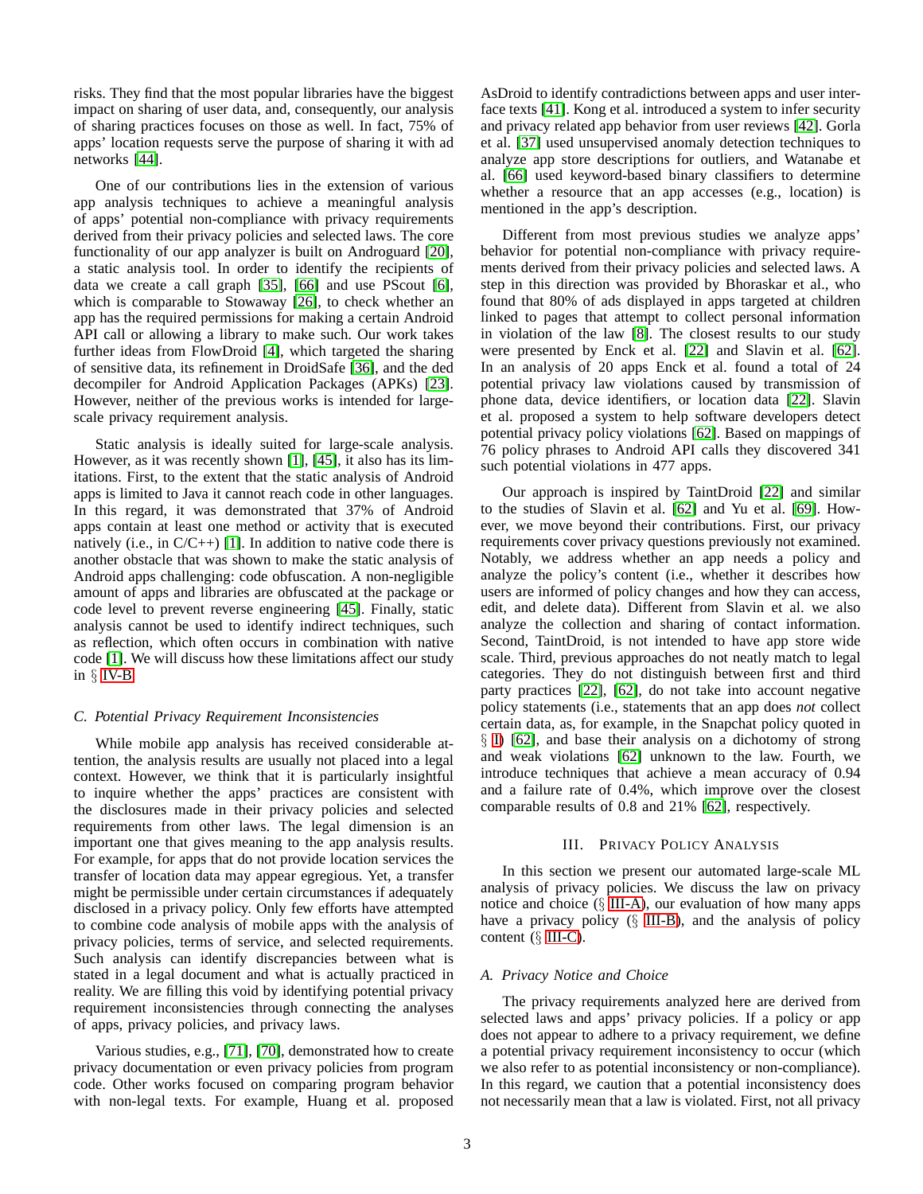risks. They find that the most popular libraries have the biggest impact on sharing of user data, and, consequently, our analysis of sharing practices focuses on those as well. In fact, 75% of apps' location requests serve the purpose of sharing it with ad networks [44].

One of our contributions lies in the extension of various app analysis techniques to achieve a meaningful analysis of apps' potential non-compliance with privacy requirements derived from their privacy policies and selected laws. The core functionality of our app analyzer is built on Androguard [20], a static analysis tool. In order to identify the recipients of data we create a call graph [35], [66] and use PScout [6], which is comparable to Stowaway [26], to check whether an app has the required permissions for making a certain Android API call or allowing a library to make such. Our work takes further ideas from FlowDroid [4], which targeted the sharing of sensitive data, its refinement in DroidSafe [36], and the ded decompiler for Android Application Packages (APKs) [23]. However, neither of the previous works is intended for large-scale privacy requirement analysis.

Static analysis is ideally suited for large-scale analysis. However, as it was recently shown [1], [45], it also has its limitations. First, to the extent that the static analysis of Android apps is limited to Java it cannot reach code in other languages. In this regard, it was demonstrated that 37% of Android apps contain at least one method or activity that is executed natively (i.e., in C/C++) [1]. In addition to native code there is another obstacle that was shown to make the static analysis of Android apps challenging: code obfuscation. A non-negligible amount of apps and libraries are obfuscated at the package or code level to prevent reverse engineering [45]. Finally, static analysis cannot be used to identify indirect techniques, such as reflection, which often occurs in combination with native code [1]. We will discuss how these limitations affect our study in § IV-B.

### C. Potential Privacy Requirement Inconsistencies

While mobile app analysis has received considerable attention, the analysis results are usually not placed into a legal context. However, we think that it is particularly insightful to inquire whether the apps' practices are consistent with the disclosures made in their privacy policies and selected requirements from other laws. The legal dimension is an important one that gives meaning to the app analysis results. For example, for apps that do not provide location services the transfer of location data may appear egregious. Yet, a transfer might be permissible under certain circumstances if adequately disclosed in a privacy policy. Only few efforts have attempted to combine code analysis of mobile apps with the analysis of privacy policies, terms of service, and selected requirements. Such analysis can identify discrepancies between what is stated in a legal document and what is actually practiced in reality. We are filling this void by identifying potential privacy requirement inconsistencies through connecting the analyses of apps, privacy policies, and privacy laws.

Various studies, e.g., [71], [70], demonstrated how to create privacy documentation or even privacy policies from program code. Other works focused on comparing program behavior with non-legal texts. For example, Huang et al. proposed AsDroid to identify contradictions between apps and user interface texts [41]. Kong et al. introduced a system to infer security and privacy related app behavior from user reviews [42]. Gorla et al. [37] used unsupervised anomaly detection techniques to analyze app store descriptions for outliers, and Watanabe et al. [66] used keyword-based binary classifiers to determine whether a resource that an app accesses (e.g., location) is mentioned in the app's description.

Different from most previous studies we analyze apps' behavior for potential non-compliance with privacy requirements derived from their privacy policies and selected laws. A step in this direction was provided by Bhoraskar et al., who found that 80% of ads displayed in apps targeted at children linked to pages that attempt to collect personal information in violation of the law [8]. The closest results to our study were presented by Enck et al. [22] and Slavin et al. [62]. In an analysis of 20 apps Enck et al. found a total of 24 potential privacy law violations caused by transmission of phone data, device identifiers, or location data [22]. Slavin et al. proposed a system to help software developers detect potential privacy policy violations [62]. Based on mappings of 76 policy phrases to Android API calls they discovered 341 such potential violations in 477 apps.

Our approach is inspired by TaintDroid [22] and similar to the studies of Slavin et al. [62] and Yu et al. [69]. However, we move beyond their contributions. First, our privacy requirements cover privacy questions previously not examined. Notably, we address whether an app needs a policy and analyze the policy's content (i.e., whether it describes how users are informed of policy changes and how they can access, edit, and delete data). Different from Slavin et al. we also analyze the collection and sharing of contact information. Second, TaintDroid, is not intended to have app store wide scale. Third, previous approaches do not neatly match to legal categories. They do not distinguish between first and third party practices [22], [62], do not take into account negative policy statements (i.e., statements that an app does *not* collect certain data, as, for example, in the Snapchat policy quoted in § I) [62], and base their analysis on a dichotomy of strong and weak violations [62] unknown to the law. Fourth, we introduce techniques that achieve a mean accuracy of 0.94 and a failure rate of 0.4%, which improve over the closest comparable results of 0.8 and 21% [62], respectively.

## III. Privacy Policy Analysis

In this section we present our automated large-scale ML analysis of privacy policies. We discuss the law on privacy notice and choice (§ III-A), our evaluation of how many apps have a privacy policy (§ III-B), and the analysis of policy content (§ III-C).

### A. Privacy Notice and Choice

The privacy requirements analyzed here are derived from selected laws and apps' privacy policies. If a policy or app does not appear to adhere to a privacy requirement, we define a potential privacy requirement inconsistency to occur (which we also refer to as potential inconsistency or non-compliance). In this regard, we caution that a potential inconsistency does not necessarily mean that a law is violated. First, not all privacy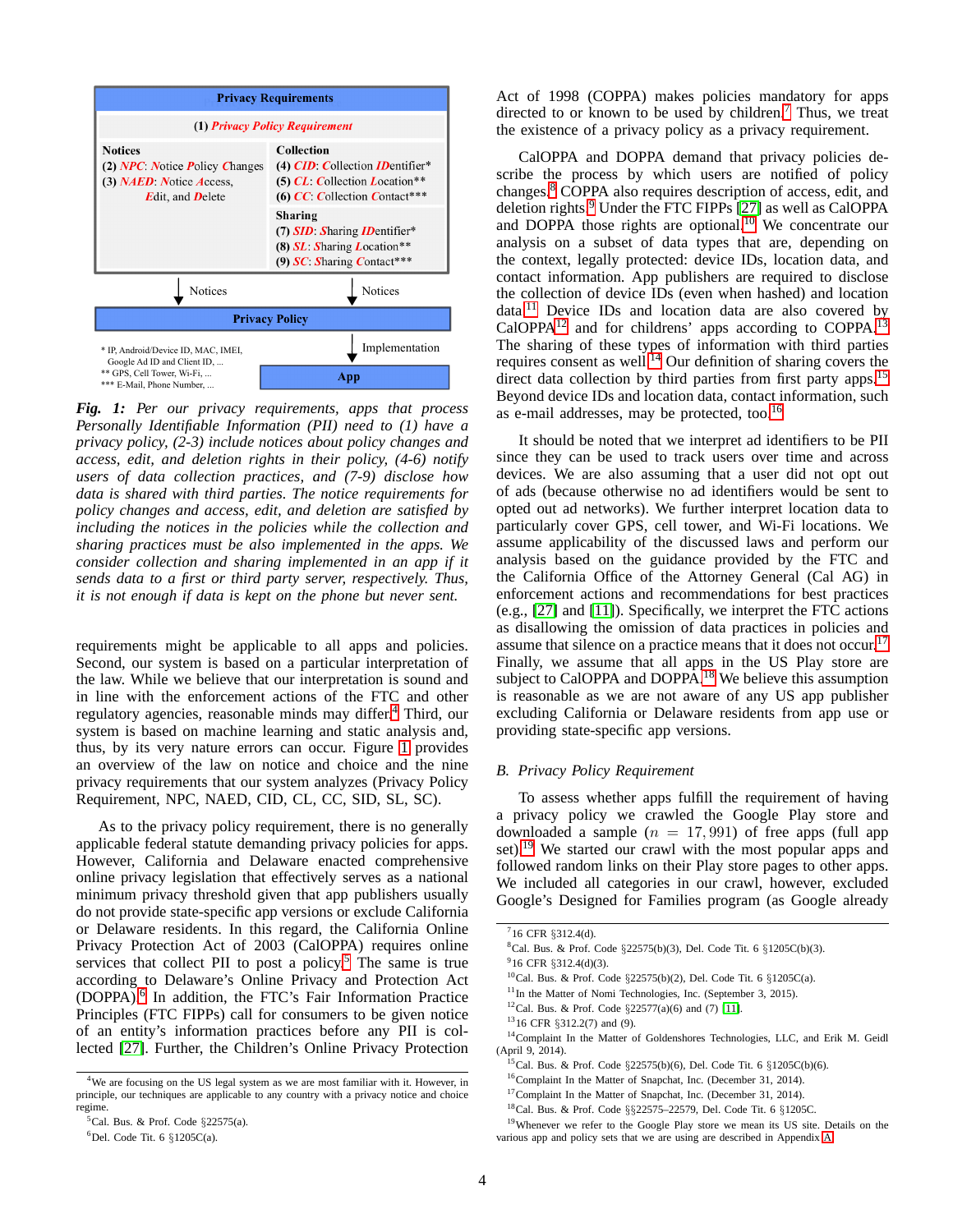Privacy Requirements

(1) *Privacy Policy Requirement*

| Notices | Collection |
| --- | --- |
| (2) *NPC*: Notice Policy Changes | (4) *CID*: Collection IDentifier* |
| (3) *NAED*: Notice Access, Edit, and Delete | (5) *CL*: Collection Location** |
| | (6) *CC*: Collection Contact*** |
| | **Sharing** |
| | (7) *SID*: Sharing IDentifier* |
| | (8) *SL*: Sharing Location** |
| | (9) *SC*: Sharing Contact*** |

Notices → Privacy Policy ← Notices

Privacy Policy → Implementation → App

\* IP, Android/Device ID, MAC, IMEI, Google Ad ID and Client ID, ...
\*\* GPS, Cell Tower, Wi-Fi, ...
\*\*\* E-Mail, Phone Number, ...

***Fig. 1:** Per our privacy requirements, apps that process Personally Identifiable Information (PII) need to (1) have a privacy policy, (2-3) include notices about policy changes and access, edit, and deletion rights in their policy, (4-6) notify users of data collection practices, and (7-9) disclose how data is shared with third parties. The notice requirements for policy changes and access, edit, and deletion are satisfied by including the notices in the policies while the collection and sharing practices must be also implemented in the apps. We consider collection and sharing implemented in an app if it sends data to a first or third party server, respectively. Thus, it is not enough if data is kept on the phone but never sent.*

requirements might be applicable to all apps and policies. Second, our system is based on a particular interpretation of the law. While we believe that our interpretation is sound and in line with the enforcement actions of the FTC and other regulatory agencies, reasonable minds may differ.[4] Third, our system is based on machine learning and static analysis and, thus, by its very nature errors can occur. Figure 1 provides an overview of the law on notice and choice and the nine privacy requirements that our system analyzes (Privacy Policy Requirement, NPC, NAED, CID, CL, CC, SID, SL, SC).

As to the privacy policy requirement, there is no generally applicable federal statute demanding privacy policies for apps. However, California and Delaware enacted comprehensive online privacy legislation that effectively serves as a national minimum privacy threshold given that app publishers usually do not provide state-specific app versions or exclude California or Delaware residents. In this regard, the California Online Privacy Protection Act of 2003 (CalOPPA) requires online services that collect PII to post a policy.[5] The same is true according to Delaware's Online Privacy and Protection Act (DOPPA).[6] In addition, the FTC's Fair Information Practice Principles (FTC FIPPs) call for consumers to be given notice of an entity's information practices before any PII is collected [27]. Further, the Children's Online Privacy Protection Act of 1998 (COPPA) makes policies mandatory for apps directed to or known to be used by children.[7] Thus, we treat the existence of a privacy policy as a privacy requirement.

CalOPPA and DOPPA demand that privacy policies describe the process by which users are notified of policy changes.[8] COPPA also requires description of access, edit, and deletion rights.[9] Under the FTC FIPPs [27] as well as CalOPPA and DOPPA those rights are optional.[10] We concentrate our analysis on a subset of data types that are, depending on the context, legally protected: device IDs, location data, and contact information. App publishers are required to disclose the collection of device IDs (even when hashed) and location data.[11] Device IDs and location data are also covered by CalOPPA[12] and for childrens' apps according to COPPA.[13] The sharing of these types of information with third parties requires consent as well.[14] Our definition of sharing covers the direct data collection by third parties from first party apps.[15] Beyond device IDs and location data, contact information, such as e-mail addresses, may be protected, too.[16]

It should be noted that we interpret ad identifiers to be PII since they can be used to track users over time and across devices. We are also assuming that a user did not opt out of ads (because otherwise no ad identifiers would be sent to opted out ad networks). We further interpret location data to particularly cover GPS, cell tower, and Wi-Fi locations. We assume applicability of the discussed laws and perform our analysis based on the guidance provided by the FTC and the California Office of the Attorney General (Cal AG) in enforcement actions and recommendations for best practices (e.g., [27] and [11]). Specifically, we interpret the FTC actions as disallowing the omission of data practices in policies and assume that silence on a practice means that it does not occur.[17] Finally, we assume that all apps in the US Play store are subject to CalOPPA and DOPPA.[18] We believe this assumption is reasonable as we are not aware of any US app publisher excluding California or Delaware residents from app use or providing state-specific app versions.

## B. Privacy Policy Requirement

To assess whether apps fulfill the requirement of having a privacy policy we crawled the Google Play store and downloaded a sample ($n = 17,991$) of free apps (full app set).[19] We started our crawl with the most popular apps and followed random links on their Play store pages to other apps. We included all categories in our crawl, however, excluded Google's Designed for Families program (as Google already

---

[4] We are focusing on the US legal system as we are most familiar with it. However, in principle, our techniques are applicable to any country with a privacy notice and choice regime.

[5] Cal. Bus. & Prof. Code §22575(a).

[6] Del. Code Tit. 6 §1205C(a).

[7] 16 CFR §312.4(d).

[8] Cal. Bus. & Prof. Code §22575(b)(3), Del. Code Tit. 6 §1205C(b)(3).

[9] 16 CFR §312.4(d)(3).

[10] Cal. Bus. & Prof. Code §22575(b)(2), Del. Code Tit. 6 §1205C(a).

[11] In the Matter of Nomi Technologies, Inc. (September 3, 2015).

[12] Cal. Bus. & Prof. Code §22577(a)(6) and (7) [11].

[13] 16 CFR §312.2(7) and (9).

[14] Complaint In the Matter of Goldenshores Technologies, LLC, and Erik M. Geidl (April 9, 2014).

[15] Cal. Bus. & Prof. Code §22575(b)(6), Del. Code Tit. 6 §1205C(b)(6).

[16] Complaint In the Matter of Snapchat, Inc. (December 31, 2014).

[17] Complaint In the Matter of Snapchat, Inc. (December 31, 2014).

[18] Cal. Bus. & Prof. Code §§22575–22579, Del. Code Tit. 6 §1205C.

[19] Whenever we refer to the Google Play store we mean its US site. Details on the various app and policy sets that we are using are described in Appendix A.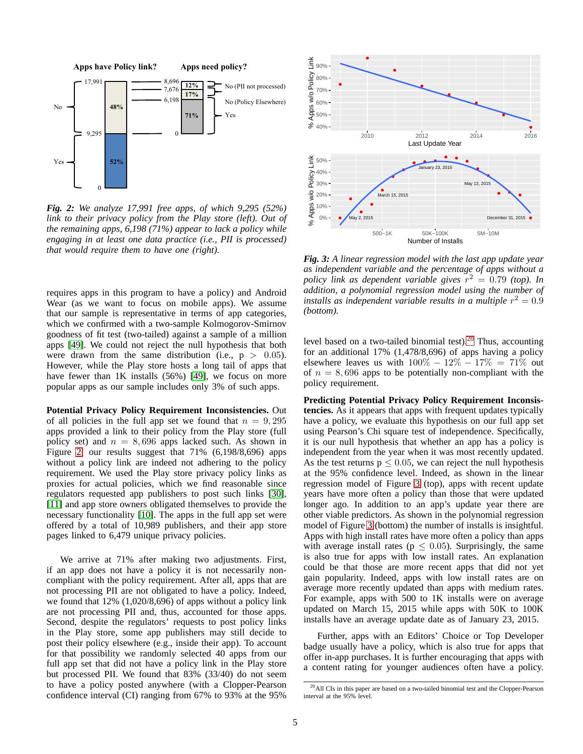*Fig. 2: We analyze 17,991 free apps, of which 9,295 (52%) link to their privacy policy from the Play store (left). Out of the remaining apps, 6,198 (71%) appear to lack a policy while engaging in at least one data practice (i.e., PII is processed) that would require them to have one (right).*

requires apps in this program to have a policy) and Android Wear (as we want to focus on mobile apps). We assume that our sample is representative in terms of app categories, which we confirmed with a two-sample Kolmogorov-Smirnov goodness of fit test (two-tailed) against a sample of a million apps [49]. We could not reject the null hypothesis that both were drawn from the same distribution (i.e., $p > 0.05$). However, while the Play store hosts a long tail of apps that have fewer than 1K installs (56%) [49], we focus on more popular apps as our sample includes only 3% of such apps.

**Potential Privacy Policy Requirement Inconsistencies.** Out of all policies in the full app set we found that $n = 9,295$ apps provided a link to their policy from the Play store (full policy set) and $n = 8,696$ apps lacked such. As shown in Figure 2 our results suggest that 71% (6,198/8,696) apps without a policy link are indeed not adhering to the policy requirement. We used the Play store privacy policy links as proxies for actual policies, which we find reasonable since regulators requested app publishers to post such links [30], [11] and app store owners obligated themselves to provide the necessary functionality [10]. The apps in the full app set were offered by a total of 10,989 publishers, and their app store pages linked to 6,479 unique privacy policies.

We arrive at 71% after making two adjustments. First, if an app does not have a policy it is not necessarily non-compliant with the policy requirement. After all, apps that are not processing PII are not obligated to have a policy. Indeed, we found that 12% (1,020/8,696) of apps without a policy link are not processing PII and, thus, accounted for those apps. Second, despite the regulators' requests to post policy links in the Play store, some app publishers may still decide to post their policy elsewhere (e.g., inside their app). To account for that possibility we randomly selected 40 apps from our full app set that did not have a policy link in the Play store but processed PII. We found that 83% (33/40) do not seem to have a policy posted anywhere (with a Clopper-Pearson confidence interval (CI) ranging from 67% to 93% at the 95% level based on a two-tailed binomial test).[20] Thus, accounting for an additional 17% (1,478/8,696) of apps having a policy elsewhere leaves us with $100\% - 12\% - 17\% = 71\%$ out of $n = 8,696$ apps to be potentially non-compliant with the policy requirement.

*Fig. 3: A linear regression model with the last app update year as independent variable and the percentage of apps without a policy link as dependent variable gives $r^2 = 0.79$ (top). In addition, a polynomial regression model using the number of installs as independent variable results in a multiple $r^2 = 0.9$ (bottom).*

**Predicting Potential Privacy Policy Requirement Inconsistencies.** As it appears that apps with frequent updates typically have a policy, we evaluate this hypothesis on our full app set using Pearson's Chi square test of independence. Specifically, it is our null hypothesis that whether an app has a policy is independent from the year when it was most recently updated. As the test returns $p \leq 0.05$, we can reject the null hypothesis at the 95% confidence level. Indeed, as shown in the linear regression model of Figure 3 (top), apps with recent update years have more often a policy than those that were updated longer ago. In addition to an app's update year there are other viable predictors. As shown in the polynomial regression model of Figure 3 (bottom) the number of installs is insightful. Apps with high install rates have more often a policy than apps with average install rates ($p \leq 0.05$). Surprisingly, the same is also true for apps with low install rates. An explanation could be that those are more recent apps that did not yet gain popularity. Indeed, apps with low install rates are on average more recently updated than apps with medium rates. For example, apps with 500 to 1K installs were on average updated on March 15, 2015 while apps with 50K to 100K installs have an average update date as of January 23, 2015.

Further, apps with an Editors' Choice or Top Developer badge usually have a policy, which is also true for apps that offer in-app purchases. It is further encouraging that apps with a content rating for younger audiences often have a policy.

[20] All CIs in this paper are based on a two-tailed binomial test and the Clopper-Pearson interval at the 95% level.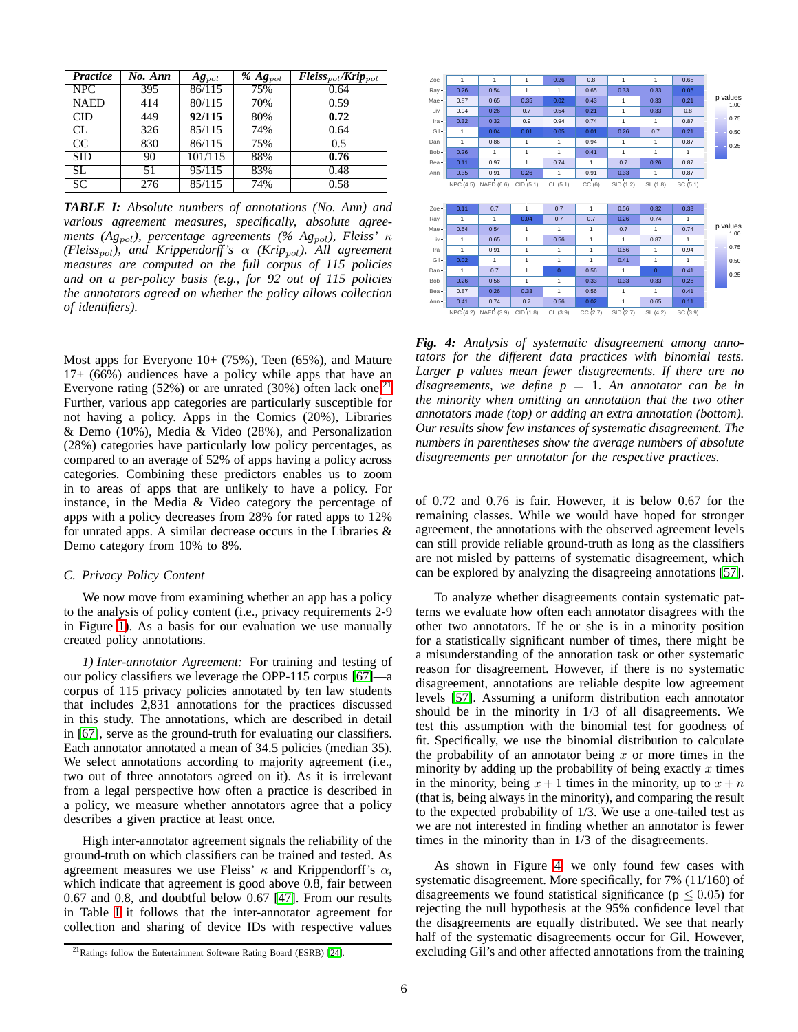| *Practice* | *No. Ann* | *$Ag_{pol}$* | *% $Ag_{pol}$* | *$Fleiss_{pol}$/$Krip_{pol}$* |
|---|---|---|---|---|
| NPC | 395 | 86/115 | 75% | 0.64 |
| NAED | 414 | 80/115 | 70% | 0.59 |
| CID | 449 | **92/115** | 80% | **0.72** |
| CL | 326 | 85/115 | 74% | 0.64 |
| CC | 830 | 86/115 | 75% | 0.5 |
| SID | 90 | 101/115 | 88% | **0.76** |
| SL | 51 | 95/115 | 83% | 0.48 |
| SC | 276 | 85/115 | 74% | 0.58 |

***TABLE I:*** *Absolute numbers of annotations (No. Ann) and various agreement measures, specifically, absolute agreements ($Ag_{pol}$), percentage agreements (% $Ag_{pol}$), Fleiss' $\kappa$ ($Fleiss_{pol}$), and Krippendorff's $\alpha$ ($Krip_{pol}$). All agreement measures are computed on the full corpus of 115 policies and on a per-policy basis (e.g., for 92 out of 115 policies the annotators agreed on whether the policy allows collection of identifiers).*

Most apps for Everyone 10+ (75%), Teen (65%), and Mature 17+ (66%) audiences have a policy while apps that have an Everyone rating (52%) or are unrated (30%) often lack one.[21] Further, various app categories are particularly susceptible for not having a policy. Apps in the Comics (20%), Libraries & Demo (10%), Media & Video (28%), and Personalization (28%) categories have particularly low policy percentages, as compared to an average of 52% of apps having a policy across categories. Combining these predictors enables us to zoom in to areas of apps that are unlikely to have a policy. For instance, in the Media & Video category the percentage of apps with a policy decreases from 28% for rated apps to 12% for unrated apps. A similar decrease occurs in the Libraries & Demo category from 10% to 8%.

### *C. Privacy Policy Content*

We now move from examining whether an app has a policy to the analysis of policy content (i.e., privacy requirements 2-9 in Figure 1). As a basis for our evaluation we use manually created policy annotations.

*1) Inter-annotator Agreement:* For training and testing of our policy classifiers we leverage the OPP-115 corpus [67]—a corpus of 115 privacy policies annotated by ten law students that includes 2,831 annotations for the practices discussed in this study. The annotations, which are described in detail in [67], serve as the ground-truth for evaluating our classifiers. Each annotator annotated a mean of 34.5 policies (median 35). We select annotations according to majority agreement (i.e., two out of three annotators agreed on it). As it is irrelevant from a legal perspective how often a practice is described in a policy, we measure whether annotators agree that a policy describes a given practice at least once.

High inter-annotator agreement signals the reliability of the ground-truth on which classifiers can be trained and tested. As agreement measures we use Fleiss' $\kappa$ and Krippendorff's $\alpha$, which indicate that agreement is good above 0.8, fair between 0.67 and 0.8, and doubtful below 0.67 [47]. From our results in Table I it follows that the inter-annotator agreement for collection and sharing of device IDs with respective values

[21] Ratings follow the Entertainment Software Rating Board (ESRB) [24].

| | NPC (4.5) | NAED (6.6) | CID (5.1) | CL (5.1) | CC (6) | SID (1.2) | SL (1.8) | SC (5.1) |
|---|---|---|---|---|---|---|---|---|
| Zoe | 1 | 1 | 1 | 0.26 | 0.8 | 1 | 1 | 0.65 |
| Ray | 0.26 | 0.54 | 1 | 1 | 0.65 | 0.33 | 0.33 | 0.05 |
| Mae | 0.87 | 0.65 | 0.35 | 0.02 | 0.43 | 1 | 0.33 | 0.21 |
| Liv | 0.94 | 0.26 | 0.7 | 0.54 | 0.21 | 1 | 0.33 | 0.8 |
| Ira | 0.32 | 0.32 | 0.9 | 0.94 | 0.74 | 1 | 1 | 0.87 |
| Gil | 1 | 0.04 | 0.01 | 0.05 | 0.01 | 0.26 | 0.7 | 0.21 |
| Dan | 1 | 0.86 | 1 | 1 | 0.94 | 1 | 1 | 0.87 |
| Bob | 0.26 | 1 | 1 | 1 | 0.41 | 1 | 1 | 1 |
| Bea | 0.11 | 0.97 | 1 | 0.74 | 1 | 0.7 | 0.26 | 0.87 |
| Ann | 0.35 | 0.91 | 0.26 | 1 | 0.91 | 0.33 | 1 | 0.87 |

| | NPC (4.2) | NAED (3.9) | CID (1.8) | CL (3.9) | CC (2.7) | SID (2.7) | SL (4.2) | SC (3.9) |
|---|---|---|---|---|---|---|---|---|
| Zoe | 0.11 | 0.7 | 1 | 0.7 | 1 | 0.56 | 0.32 | 0.33 |
| Ray | 1 | 1 | 0.04 | 0.7 | 0.7 | 0.26 | 0.74 | 1 |
| Mae | 0.54 | 0.54 | 1 | 1 | 1 | 0.7 | 1 | 0.74 |
| Liv | 1 | 0.65 | 1 | 0.56 | 1 | 1 | 0.87 | 1 |
| Ira | 1 | 0.91 | 1 | 1 | 1 | 0.56 | 1 | 0.94 |
| Gil | 0.02 | 1 | 1 | 1 | 1 | 0.41 | 1 | 1 |
| Dan | 1 | 0.7 | 1 | 0 | 0.56 | 1 | 0 | 0.41 |
| Bob | 0.26 | 0.56 | 1 | 1 | 0.33 | 0.33 | 0.33 | 0.26 |
| Bea | 0.87 | 0.26 | 0.33 | 1 | 0.56 | 1 | 1 | 0.41 |
| Ann | 0.41 | 0.74 | 0.7 | 0.56 | 0.02 | 1 | 0.65 | 0.11 |

***Fig. 4:*** *Analysis of systematic disagreement among annotators for the different data practices with binomial tests. Larger p values mean fewer disagreements. If there are no disagreements, we define $p = 1$. An annotator can be in the minority when omitting an annotation that the two other annotators made (top) or adding an extra annotation (bottom). Our results show few instances of systematic disagreement. The numbers in parentheses show the average numbers of absolute disagreements per annotator for the respective practices.*

of 0.72 and 0.76 is fair. However, it is below 0.67 for the remaining classes. While we would have hoped for stronger agreement, the annotations with the observed agreement levels can still provide reliable ground-truth as long as the classifiers are not misled by patterns of systematic disagreement, which can be explored by analyzing the disagreeing annotations [57].

To analyze whether disagreements contain systematic patterns we evaluate how often each annotator disagrees with the other two annotators. If he or she is in a minority position for a statistically significant number of times, there might be a misunderstanding of the annotation task or other systematic reason for disagreement. However, if there is no systematic disagreement, annotations are reliable despite low agreement levels [57]. Assuming a uniform distribution each annotator should be in the minority in 1/3 of all disagreements. We test this assumption with the binomial test for goodness of fit. Specifically, we use the binomial distribution to calculate the probability of an annotator being $x$ or more times in the minority by adding up the probability of being exactly $x$ times in the minority, being $x + 1$ times in the minority, up to $x + n$ (that is, being always in the minority), and comparing the result to the expected probability of 1/3. We use a one-tailed test as we are not interested in finding whether an annotator is fewer times in the minority than in 1/3 of the disagreements.

As shown in Figure 4, we only found few cases with systematic disagreement. More specifically, for 7% (11/160) of disagreements we found statistical significance ($p \leq 0.05$) for rejecting the null hypothesis at the 95% confidence level that the disagreements are equally distributed. We see that nearly half of the systematic disagreements occur for Gil. However, excluding Gil's and other affected annotations from the training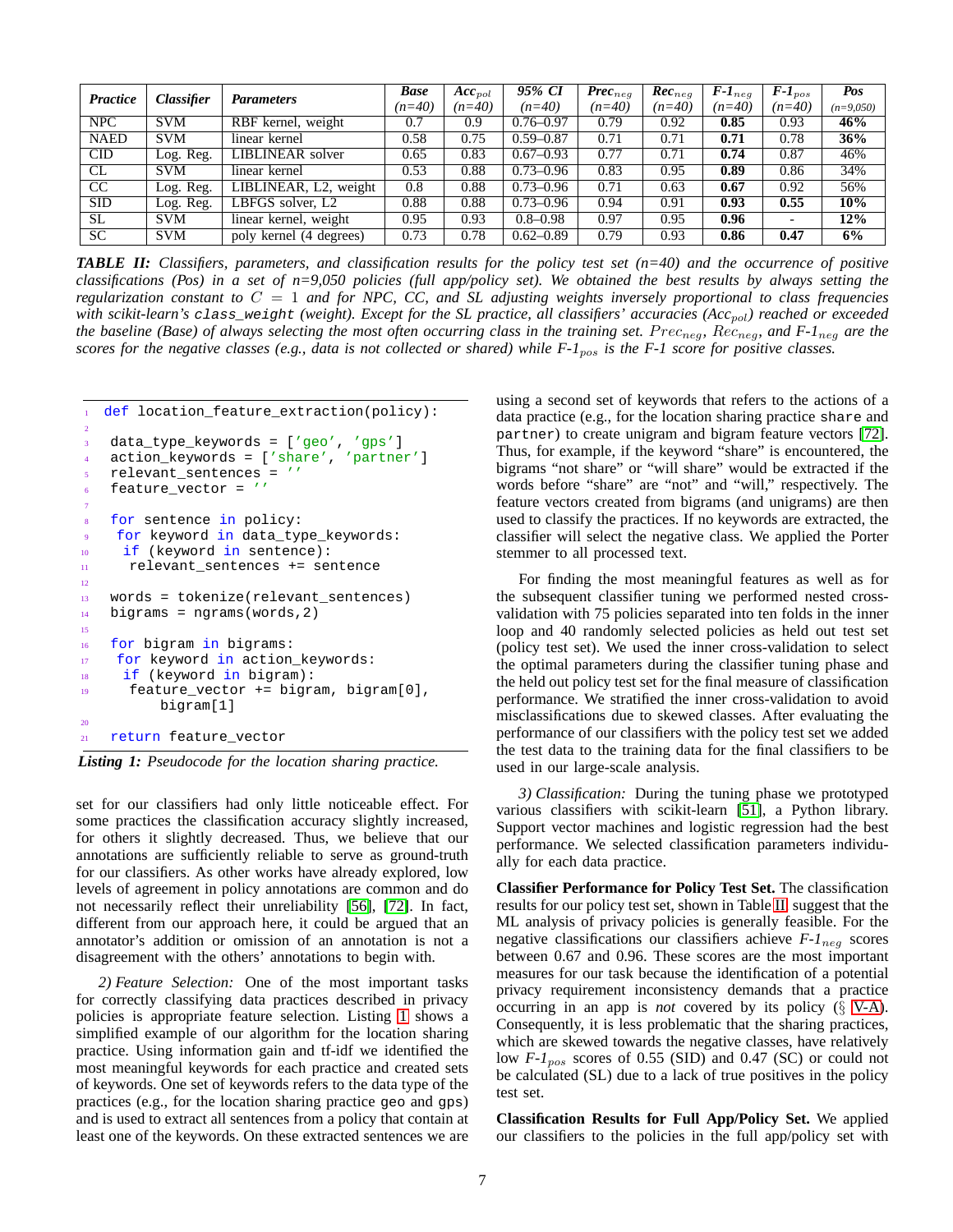| *Practice* | *Classifier* | *Parameters* | *Base* (n=40) | *$Acc_{pol}$* (n=40) | *95% CI* (n=40) | *$Prec_{neg}$* (n=40) | *$Rec_{neg}$* (n=40) | *$F\text{-}1_{neg}$* (n=40) | *$F\text{-}1_{pos}$* (n=40) | *Pos* (n=9,050) |
|---|---|---|---|---|---|---|---|---|---|---|
| NPC | SVM | RBF kernel, weight | 0.7 | 0.9 | 0.76–0.97 | 0.79 | 0.92 | **0.85** | 0.93 | **46%** |
| NAED | SVM | linear kernel | 0.58 | 0.75 | 0.59–0.87 | 0.71 | 0.71 | **0.71** | 0.78 | **36%** |
| CID | Log. Reg. | LIBLINEAR solver | 0.65 | 0.83 | 0.67–0.93 | 0.77 | 0.71 | **0.74** | 0.87 | 46% |
| CL | SVM | linear kernel | 0.53 | 0.88 | 0.73–0.96 | 0.83 | 0.95 | **0.89** | 0.86 | 34% |
| CC | Log. Reg. | LIBLINEAR, L2, weight | 0.8 | 0.88 | 0.73–0.96 | 0.71 | 0.63 | **0.67** | 0.92 | 56% |
| SID | Log. Reg. | LBFGS solver, L2 | 0.88 | 0.88 | 0.73–0.96 | 0.94 | 0.91 | **0.93** | **0.55** | **10%** |
| SL | SVM | linear kernel, weight | 0.95 | 0.93 | 0.8–0.98 | 0.97 | 0.95 | **0.96** | - | **12%** |
| SC | SVM | poly kernel (4 degrees) | 0.73 | 0.78 | 0.62–0.89 | 0.79 | 0.93 | **0.86** | **0.47** | **6%** |

***TABLE II:*** *Classifiers, parameters, and classification results for the policy test set (n=40) and the occurrence of positive classifications (Pos) in a set of n=9,050 policies (full app/policy set). We obtained the best results by always setting the regularization constant to $C = 1$ and for NPC, CC, and SL adjusting weights inversely proportional to class frequencies with scikit-learn's* `class_weight` *(weight). Except for the SL practice, all classifiers' accuracies ($Acc_{pol}$) reached or exceeded the baseline (Base) of always selecting the most often occurring class in the training set. $Prec_{neg}$, $Rec_{neg}$, and $F\text{-}1_{neg}$ are the scores for the negative classes (e.g., data is not collected or shared) while $F\text{-}1_{pos}$ is the F-1 score for positive classes.*

```
def location_feature_extraction(policy):

 data_type_keywords = ['geo', 'gps']
 action_keywords = ['share', 'partner']
 relevant_sentences = ''
 feature_vector = ''

 for sentence in policy:
  for keyword in data_type_keywords:
   if (keyword in sentence):
    relevant_sentences += sentence

 words = tokenize(relevant_sentences)
 bigrams = ngrams(words,2)

 for bigram in bigrams:
  for keyword in action_keywords:
   if (keyword in bigram):
    feature_vector += bigram, bigram[0],
         bigram[1]

 return feature_vector
```

***Listing 1:*** *Pseudocode for the location sharing practice.*

set for our classifiers had only little noticeable effect. For some practices the classification accuracy slightly increased, for others it slightly decreased. Thus, we believe that our annotations are sufficiently reliable to serve as ground-truth for our classifiers. As other works have already explored, low levels of agreement in policy annotations are common and do not necessarily reflect their unreliability [56], [72]. In fact, different from our approach here, it could be argued that an annotator's addition or omission of an annotation is not a disagreement with the others' annotations to begin with.

*2) Feature Selection:* One of the most important tasks for correctly classifying data practices described in privacy policies is appropriate feature selection. Listing 1 shows a simplified example of our algorithm for the location sharing practice. Using information gain and tf-idf we identified the most meaningful keywords for each practice and created sets of keywords. One set of keywords refers to the data type of the practices (e.g., for the location sharing practice `geo` and `gps`) and is used to extract all sentences from a policy that contain at least one of the keywords. On these extracted sentences we are using a second set of keywords that refers to the actions of a data practice (e.g., for the location sharing practice `share` and `partner`) to create unigram and bigram feature vectors [72]. Thus, for example, if the keyword "share" is encountered, the bigrams "not share" or "will share" would be extracted if the words before "share" are "not" and "will," respectively. The feature vectors created from bigrams (and unigrams) are then used to classify the practices. If no keywords are extracted, the classifier will select the negative class. We applied the Porter stemmer to all processed text.

For finding the most meaningful features as well as for the subsequent classifier tuning we performed nested cross-validation with 75 policies separated into ten folds in the inner loop and 40 randomly selected policies as held out test set (policy test set). We used the inner cross-validation to select the optimal parameters during the classifier tuning phase and the held out policy test set for the final measure of classification performance. We stratified the inner cross-validation to avoid misclassifications due to skewed classes. After evaluating the performance of our classifiers with the policy test set we added the test data to the training data for the final classifiers to be used in our large-scale analysis.

*3) Classification:* During the tuning phase we prototyped various classifiers with scikit-learn [51], a Python library. Support vector machines and logistic regression had the best performance. We selected classification parameters individually for each data practice.

**Classifier Performance for Policy Test Set.** The classification results for our policy test set, shown in Table II, suggest that the ML analysis of privacy policies is generally feasible. For the negative classifications our classifiers achieve *$F\text{-}1_{neg}$* scores between 0.67 and 0.96. These scores are the most important measures for our task because the identification of a potential privacy requirement inconsistency demands that a practice occurring in an app is *not* covered by its policy (§ V-A). Consequently, it is less problematic that the sharing practices, which are skewed towards the negative classes, have relatively low *$F\text{-}1_{pos}$* scores of 0.55 (SID) and 0.47 (SC) or could not be calculated (SL) due to a lack of true positives in the policy test set.

**Classification Results for Full App/Policy Set.** We applied our classifiers to the policies in the full app/policy set with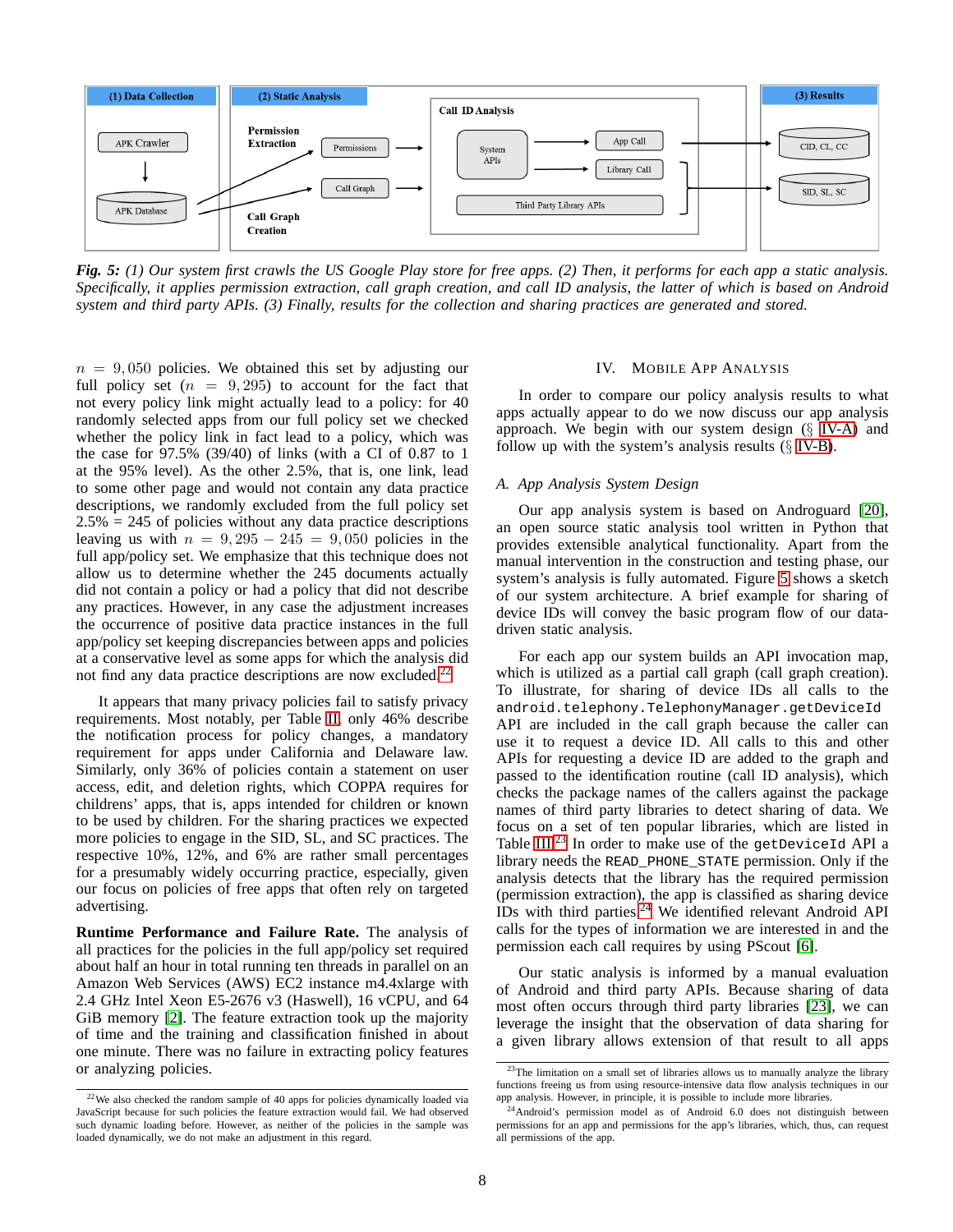*Fig. 5: (1) Our system first crawls the US Google Play store for free apps. (2) Then, it performs for each app a static analysis. Specifically, it applies permission extraction, call graph creation, and call ID analysis, the latter of which is based on Android system and third party APIs. (3) Finally, results for the collection and sharing practices are generated and stored.*

$n = 9{,}050$ policies. We obtained this set by adjusting our full policy set ($n = 9{,}295$) to account for the fact that not every policy link might actually lead to a policy: for 40 randomly selected apps from our full policy set we checked whether the policy link in fact lead to a policy, which was the case for 97.5% (39/40) of links (with a CI of 0.87 to 1 at the 95% level). As the other 2.5%, that is, one link, lead to some other page and would not contain any data practice descriptions, we randomly excluded from the full policy set 2.5% = 245 of policies without any data practice descriptions leaving us with $n = 9{,}295 - 245 = 9{,}050$ policies in the full app/policy set. We emphasize that this technique does not allow us to determine whether the 245 documents actually did not contain a policy or had a policy that did not describe any practices. However, in any case the adjustment increases the occurrence of positive data practice instances in the full app/policy set keeping discrepancies between apps and policies at a conservative level as some apps for which the analysis did not find any data practice descriptions are now excluded.[22]

It appears that many privacy policies fail to satisfy privacy requirements. Most notably, per Table II, only 46% describe the notification process for policy changes, a mandatory requirement for apps under California and Delaware law. Similarly, only 36% of policies contain a statement on user access, edit, and deletion rights, which COPPA requires for childrens' apps, that is, apps intended for children or known to be used by children. For the sharing practices we expected more policies to engage in the SID, SL, and SC practices. The respective 10%, 12%, and 6% are rather small percentages for a presumably widely occurring practice, especially, given our focus on policies of free apps that often rely on targeted advertising.

**Runtime Performance and Failure Rate.** The analysis of all practices for the policies in the full app/policy set required about half an hour in total running ten threads in parallel on an Amazon Web Services (AWS) EC2 instance m4.4xlarge with 2.4 GHz Intel Xeon E5-2676 v3 (Haswell), 16 vCPU, and 64 GiB memory [2]. The feature extraction took up the majority of time and the training and classification finished in about one minute. There was no failure in extracting policy features or analyzing policies.

## IV. Mobile App Analysis

In order to compare our policy analysis results to what apps actually appear to do we now discuss our app analysis approach. We begin with our system design (§ IV-A) and follow up with the system's analysis results (§ IV-B).

### A. App Analysis System Design

Our app analysis system is based on Androguard [20], an open source static analysis tool written in Python that provides extensible analytical functionality. Apart from the manual intervention in the construction and testing phase, our system's analysis is fully automated. Figure 5 shows a sketch of our system architecture. A brief example for sharing of device IDs will convey the basic program flow of our data-driven static analysis.

For each app our system builds an API invocation map, which is utilized as a partial call graph (call graph creation). To illustrate, for sharing of device IDs all calls to the `android.telephony.TelephonyManager.getDeviceId` API are included in the call graph because the caller can use it to request a device ID. All calls to this and other APIs for requesting a device ID are added to the graph and passed to the identification routine (call ID analysis), which checks the package names of the callers against the package names of third party libraries to detect sharing of data. We focus on a set of ten popular libraries, which are listed in Table III.[23] In order to make use of the `getDeviceId` API a library needs the `READ_PHONE_STATE` permission. Only if the analysis detects that the library has the required permission (permission extraction), the app is classified as sharing device IDs with third parties.[24] We identified relevant Android API calls for the types of information we are interested in and the permission each call requires by using PScout [6].

Our static analysis is informed by a manual evaluation of Android and third party APIs. Because sharing of data most often occurs through third party libraries [23], we can leverage the insight that the observation of data sharing for a given library allows extension of that result to all apps

[22] We also checked the random sample of 40 apps for policies dynamically loaded via JavaScript because for such policies the feature extraction would fail. We had observed such dynamic loading before. However, as neither of the policies in the sample was loaded dynamically, we do not make an adjustment in this regard.

[23] The limitation on a small set of libraries allows us to manually analyze the library functions freeing us from using resource-intensive data flow analysis techniques in our app analysis. However, in principle, it is possible to include more libraries.

[24] Android's permission model as of Android 6.0 does not distinguish between permissions for an app and permissions for the app's libraries, which, thus, can request all permissions of the app.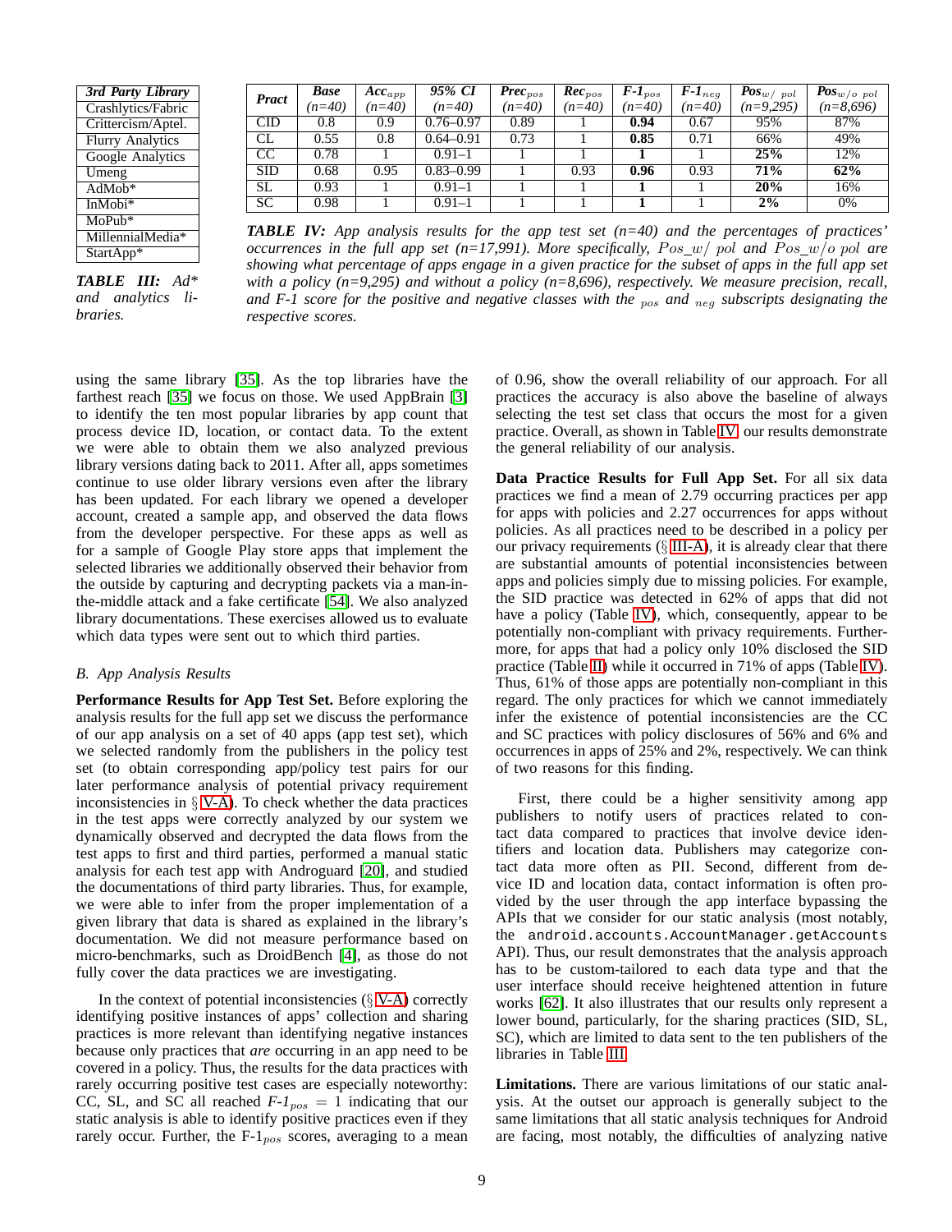| *3rd Party Library* |
| --- |
| Crashlytics/Fabric |
| Crittercism/Aptel. |
| Flurry Analytics |
| Google Analytics |
| Umeng |
| AdMob* |
| InMobi* |
| MoPub* |
| MillennialMedia* |
| StartApp* |

***TABLE III:*** *Ad* and analytics libraries.*

| *Pract* | *Base (n=40)* | *$Acc_{app}$ (n=40)* | *95% CI (n=40)* | *$Prec_{pos}$ (n=40)* | *$Rec_{pos}$ (n=40)* | *$F\text{-}1_{pos}$ (n=40)* | *$F\text{-}1_{neg}$ (n=40)* | *$Pos_{w/\ pol}$ (n=9,295)* | *$Pos_{w/o\ pol}$ (n=8,696)* |
| --- | --- | --- | --- | --- | --- | --- | --- | --- | --- |
| CID | 0.8 | 0.9 | 0.76–0.97 | 0.89 | 1 | **0.94** | 0.67 | 95% | 87% |
| CL | 0.55 | 0.8 | 0.64–0.91 | 0.73 | 1 | **0.85** | 0.71 | 66% | 49% |
| CC | 0.78 | 1 | 0.91–1 | 1 | 1 | **1** | 1 | **25%** | 12% |
| SID | 0.68 | 0.95 | 0.83–0.99 | 1 | 0.93 | **0.96** | 0.93 | **71%** | **62%** |
| SL | 0.93 | 1 | 0.91–1 | 1 | 1 | **1** | 1 | **20%** | 16% |
| SC | 0.98 | 1 | 0.91–1 | 1 | 1 | **1** | 1 | **2%** | 0% |

***TABLE IV:*** *App analysis results for the app test set (n=40) and the percentages of practices' occurrences in the full app set (n=17,991). More specifically, $Pos\_w/\ pol$ and $Pos\_w/o\ pol$ are showing what percentage of apps engage in a given practice for the subset of apps in the full app set with a policy (n=9,295) and without a policy (n=8,696), respectively. We measure precision, recall, and F-1 score for the positive and negative classes with the $_{pos}$ and $_{neg}$ subscripts designating the respective scores.*

using the same library [35]. As the top libraries have the farthest reach [35] we focus on those. We used AppBrain [3] to identify the ten most popular libraries by app count that process device ID, location, or contact data. To the extent we were able to obtain them we also analyzed previous library versions dating back to 2011. After all, apps sometimes continue to use older library versions even after the library has been updated. For each library we opened a developer account, created a sample app, and observed the data flows from the developer perspective. For these apps as well as for a sample of Google Play store apps that implement the selected libraries we additionally observed their behavior from the outside by capturing and decrypting packets via a man-in-the-middle attack and a fake certificate [54]. We also analyzed library documentations. These exercises allowed us to evaluate which data types were sent out to which third parties.

### *B. App Analysis Results*

**Performance Results for App Test Set.** Before exploring the analysis results for the full app set we discuss the performance of our app analysis on a set of 40 apps (app test set), which we selected randomly from the publishers in the policy test set (to obtain corresponding app/policy test pairs for our later performance analysis of potential privacy requirement inconsistencies in § V-A). To check whether the data practices in the test apps were correctly analyzed by our system we dynamically observed and decrypted the data flows from the test apps to first and third parties, performed a manual static analysis for each test app with Androguard [20], and studied the documentations of third party libraries. Thus, for example, we were able to infer from the proper implementation of a given library that data is shared as explained in the library's documentation. We did not measure performance based on micro-benchmarks, such as DroidBench [4], as those do not fully cover the data practices we are investigating.

In the context of potential inconsistencies (§ V-A) correctly identifying positive instances of apps' collection and sharing practices is more relevant than identifying negative instances because only practices that *are* occurring in an app need to be covered in a policy. Thus, the results for the data practices with rarely occurring positive test cases are especially noteworthy: CC, SL, and SC all reached $F\text{-}1_{pos} = 1$ indicating that our static analysis is able to identify positive practices even if they rarely occur. Further, the F-$1_{pos}$ scores, averaging to a mean of 0.96, show the overall reliability of our approach. For all practices the accuracy is also above the baseline of always selecting the test set class that occurs the most for a given practice. Overall, as shown in Table IV, our results demonstrate the general reliability of our analysis.

**Data Practice Results for Full App Set.** For all six data practices we find a mean of 2.79 occurring practices per app for apps with policies and 2.27 occurrences for apps without policies. As all practices need to be described in a policy per our privacy requirements (§ III-A), it is already clear that there are substantial amounts of potential inconsistencies between apps and policies simply due to missing policies. For example, the SID practice was detected in 62% of apps that did not have a policy (Table IV), which, consequently, appear to be potentially non-compliant with privacy requirements. Furthermore, for apps that had a policy only 10% disclosed the SID practice (Table II) while it occurred in 71% of apps (Table IV). Thus, 61% of those apps are potentially non-compliant in this regard. The only practices for which we cannot immediately infer the existence of potential inconsistencies are the CC and SC practices with policy disclosures of 56% and 6% and occurrences in apps of 25% and 2%, respectively. We can think of two reasons for this finding.

First, there could be a higher sensitivity among app publishers to notify users of practices related to contact data compared to practices that involve device identifiers and location data. Publishers may categorize contact data more often as PII. Second, different from device ID and location data, contact information is often provided by the user through the app interface bypassing the APIs that we consider for our static analysis (most notably, the `android.accounts.AccountManager.getAccounts` API). Thus, our result demonstrates that the analysis approach has to be custom-tailored to each data type and that the user interface should receive heightened attention in future works [62]. It also illustrates that our results only represent a lower bound, particularly, for the sharing practices (SID, SL, SC), which are limited to data sent to the ten publishers of the libraries in Table III.

**Limitations.** There are various limitations of our static analysis. At the outset our approach is generally subject to the same limitations that all static analysis techniques for Android are facing, most notably, the difficulties of analyzing native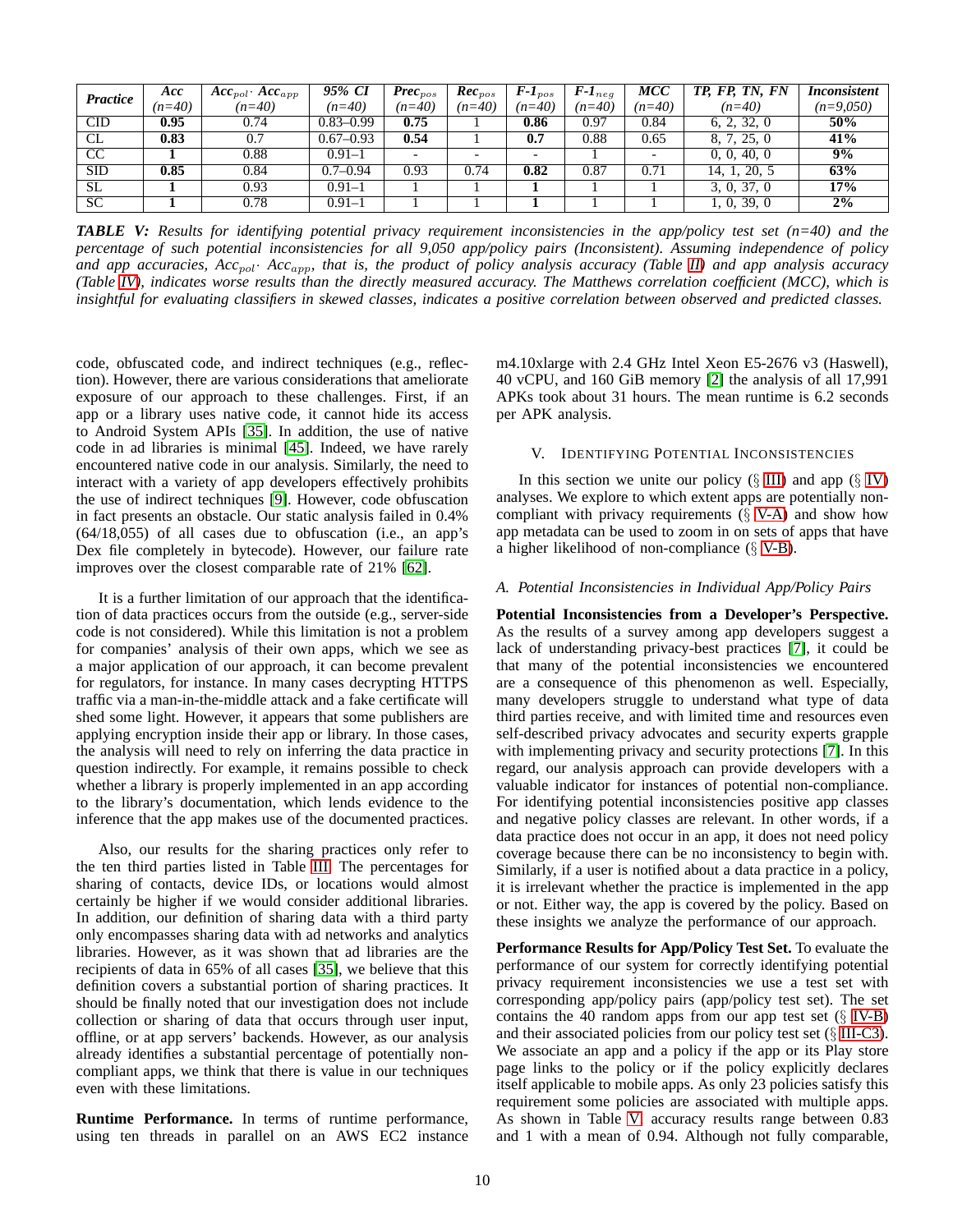| *Practice* | *Acc* (n=40) | $Acc_{pol} \cdot Acc_{app}$ (n=40) | *95% CI* (n=40) | $Prec_{pos}$ (n=40) | $Rec_{pos}$ (n=40) | $F\text{-}1_{pos}$ (n=40) | $F\text{-}1_{neg}$ (n=40) | *MCC* (n=40) | *TP, FP, TN, FN* (n=40) | *Inconsistent* (n=9,050) |
|---|---|---|---|---|---|---|---|---|---|---|
| CID | **0.95** | 0.74 | 0.83–0.99 | **0.75** | 1 | **0.86** | 0.97 | 0.84 | 6, 2, 32, 0 | **50%** |
| CL | **0.83** | 0.7 | 0.67–0.93 | **0.54** | 1 | **0.7** | 0.88 | 0.65 | 8, 7, 25, 0 | **41%** |
| CC | **1** | 0.88 | 0.91–1 | - | - | - | 1 | - | 0, 0, 40, 0 | **9%** |
| SID | **0.85** | 0.84 | 0.7–0.94 | 0.93 | 0.74 | **0.82** | 0.87 | 0.71 | 14, 1, 20, 5 | **63%** |
| SL | **1** | 0.93 | 0.91–1 | 1 | 1 | **1** | 1 | 1 | 3, 0, 37, 0 | **17%** |
| SC | **1** | 0.78 | 0.91–1 | 1 | 1 | **1** | 1 | 1 | 1, 0, 39, 0 | **2%** |

***TABLE V:*** *Results for identifying potential privacy requirement inconsistencies in the app/policy test set (n=40) and the percentage of such potential inconsistencies for all 9,050 app/policy pairs (Inconsistent). Assuming independence of policy and app accuracies, $Acc_{pol} \cdot Acc_{app}$, that is, the product of policy analysis accuracy (Table II) and app analysis accuracy (Table IV), indicates worse results than the directly measured accuracy. The Matthews correlation coefficient (MCC), which is insightful for evaluating classifiers in skewed classes, indicates a positive correlation between observed and predicted classes.*

code, obfuscated code, and indirect techniques (e.g., reflection). However, there are various considerations that ameliorate exposure of our approach to these challenges. First, if an app or a library uses native code, it cannot hide its access to Android System APIs [35]. In addition, the use of native code in ad libraries is minimal [45]. Indeed, we have rarely encountered native code in our analysis. Similarly, the need to interact with a variety of app developers effectively prohibits the use of indirect techniques [9]. However, code obfuscation in fact presents an obstacle. Our static analysis failed in 0.4% (64/18,055) of all cases due to obfuscation (i.e., an app's Dex file completely in bytecode). However, our failure rate improves over the closest comparable rate of 21% [62].

It is a further limitation of our approach that the identification of data practices occurs from the outside (e.g., server-side code is not considered). While this limitation is not a problem for companies' analysis of their own apps, which we see as a major application of our approach, it can become prevalent for regulators, for instance. In many cases decrypting HTTPS traffic via a man-in-the-middle attack and a fake certificate will shed some light. However, it appears that some publishers are applying encryption inside their app or library. In those cases, the analysis will need to rely on inferring the data practice in question indirectly. For example, it remains possible to check whether a library is properly implemented in an app according to the library's documentation, which lends evidence to the inference that the app makes use of the documented practices.

Also, our results for the sharing practices only refer to the ten third parties listed in Table III. The percentages for sharing of contacts, device IDs, or locations would almost certainly be higher if we would consider additional libraries. In addition, our definition of sharing data with a third party only encompasses sharing data with ad networks and analytics libraries. However, as it was shown that ad libraries are the recipients of data in 65% of all cases [35], we believe that this definition covers a substantial portion of sharing practices. It should be finally noted that our investigation does not include collection or sharing of data that occurs through user input, offline, or at app servers' backends. However, as our analysis already identifies a substantial percentage of potentially non-compliant apps, we think that there is value in our techniques even with these limitations.

**Runtime Performance.** In terms of runtime performance, using ten threads in parallel on an AWS EC2 instance m4.10xlarge with 2.4 GHz Intel Xeon E5-2676 v3 (Haswell), 40 vCPU, and 160 GiB memory [2] the analysis of all 17,991 APKs took about 31 hours. The mean runtime is 6.2 seconds per APK analysis.

## V. Identifying Potential Inconsistencies

In this section we unite our policy (§ III) and app (§ IV) analyses. We explore to which extent apps are potentially non-compliant with privacy requirements (§ V-A) and show how app metadata can be used to zoom in on sets of apps that have a higher likelihood of non-compliance (§ V-B).

### *A. Potential Inconsistencies in Individual App/Policy Pairs*

**Potential Inconsistencies from a Developer's Perspective.** As the results of a survey among app developers suggest a lack of understanding privacy-best practices [7], it could be that many of the potential inconsistencies we encountered are a consequence of this phenomenon as well. Especially, many developers struggle to understand what type of data third parties receive, and with limited time and resources even self-described privacy advocates and security experts grapple with implementing privacy and security protections [7]. In this regard, our analysis approach can provide developers with a valuable indicator for instances of potential non-compliance. For identifying potential inconsistencies positive app classes and negative policy classes are relevant. In other words, if a data practice does not occur in an app, it does not need policy coverage because there can be no inconsistency to begin with. Similarly, if a user is notified about a data practice in a policy, it is irrelevant whether the practice is implemented in the app or not. Either way, the app is covered by the policy. Based on these insights we analyze the performance of our approach.

**Performance Results for App/Policy Test Set.** To evaluate the performance of our system for correctly identifying potential privacy requirement inconsistencies we use a test set with corresponding app/policy pairs (app/policy test set). The set contains the 40 random apps from our app test set (§ IV-B) and their associated policies from our policy test set (§ III-C3). We associate an app and a policy if the app or its Play store page links to the policy or if the policy explicitly declares itself applicable to mobile apps. As only 23 policies satisfy this requirement some policies are associated with multiple apps. As shown in Table V, accuracy results range between 0.83 and 1 with a mean of 0.94. Although not fully comparable,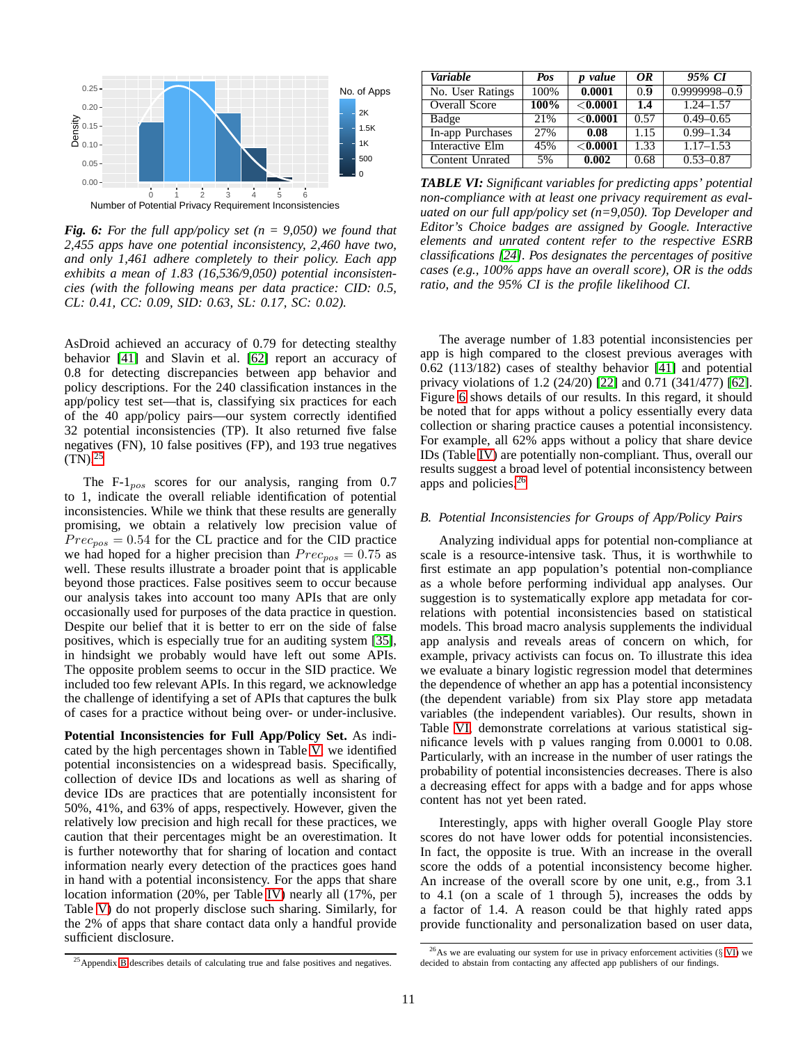*Fig. 6:* *For the full app/policy set (n = 9,050) we found that 2,455 apps have one potential inconsistency, 2,460 have two, and only 1,461 adhere completely to their policy. Each app exhibits a mean of 1.83 (16,536/9,050) potential inconsistencies (with the following means per data practice: CID: 0.5, CL: 0.41, CC: 0.09, SID: 0.63, SL: 0.17, SC: 0.02).*

AsDroid achieved an accuracy of 0.79 for detecting stealthy behavior [41] and Slavin et al. [62] report an accuracy of 0.8 for detecting discrepancies between app behavior and policy descriptions. For the 240 classification instances in the app/policy test set—that is, classifying six practices for each of the 40 app/policy pairs—our system correctly identified 32 potential inconsistencies (TP). It also returned five false negatives (FN), 10 false positives (FP), and 193 true negatives (TN).[25]

The F-$1_{pos}$ scores for our analysis, ranging from 0.7 to 1, indicate the overall reliable identification of potential inconsistencies. While we think that these results are generally promising, we obtain a relatively low precision value of $Prec_{pos} = 0.54$ for the CL practice and for the CID practice we had hoped for a higher precision than $Prec_{pos} = 0.75$ as well. These results illustrate a broader point that is applicable beyond those practices. False positives seem to occur because our analysis takes into account too many APIs that are only occasionally used for purposes of the data practice in question. Despite our belief that it is better to err on the side of false positives, which is especially true for an auditing system [35], in hindsight we probably would have left out some APIs. The opposite problem seems to occur in the SID practice. We included too few relevant APIs. In this regard, we acknowledge the challenge of identifying a set of APIs that captures the bulk of cases for a practice without being over- or under-inclusive.

**Potential Inconsistencies for Full App/Policy Set.** As indicated by the high percentages shown in Table V, we identified potential inconsistencies on a widespread basis. Specifically, collection of device IDs and locations as well as sharing of device IDs are practices that are potentially inconsistent for 50%, 41%, and 63% of apps, respectively. However, given the relatively low precision and high recall for these practices, we caution that their percentages might be an overestimation. It is further noteworthy that for sharing of location and contact information nearly every detection of the practices goes hand in hand with a potential inconsistency. For the apps that share location information (20%, per Table IV) nearly all (17%, per Table V) do not properly disclose such sharing. Similarly, for the 2% of apps that share contact data only a handful provide sufficient disclosure.

[25] Appendix B describes details of calculating true and false positives and negatives.

| *Variable* | *Pos* | *p value* | *OR* | *95% CI* |
|---|---|---|---|---|
| No. User Ratings | 100% | **0.0001** | 0.9 | 0.9999998–0.9 |
| Overall Score | **100%** | **<0.0001** | **1.4** | 1.24–1.57 |
| Badge | 21% | **<0.0001** | 0.57 | 0.49–0.65 |
| In-app Purchases | 27% | **0.08** | 1.15 | 0.99–1.34 |
| Interactive Elm | 45% | **<0.0001** | 1.33 | 1.17–1.53 |
| Content Unrated | 5% | **0.002** | 0.68 | 0.53–0.87 |

*TABLE VI:* *Significant variables for predicting apps' potential non-compliance with at least one privacy requirement as evaluated on our full app/policy set (n=9,050). Top Developer and Editor's Choice badges are assigned by Google. Interactive elements and unrated content refer to the respective ESRB classifications [24]. Pos designates the percentages of positive cases (e.g., 100% apps have an overall score), OR is the odds ratio, and the 95% CI is the profile likelihood CI.*

The average number of 1.83 potential inconsistencies per app is high compared to the closest previous averages with 0.62 (113/182) cases of stealthy behavior [41] and potential privacy violations of 1.2 (24/20) [22] and 0.71 (341/477) [62]. Figure 6 shows details of our results. In this regard, it should be noted that for apps without a policy essentially every data collection or sharing practice causes a potential inconsistency. For example, all 62% apps without a policy that share device IDs (Table IV) are potentially non-compliant. Thus, overall our results suggest a broad level of potential inconsistency between apps and policies.[26]

### B. Potential Inconsistencies for Groups of App/Policy Pairs

Analyzing individual apps for potential non-compliance at scale is a resource-intensive task. Thus, it is worthwhile to first estimate an app population's potential non-compliance as a whole before performing individual app analyses. Our suggestion is to systematically explore app metadata for correlations with potential inconsistencies based on statistical models. This broad macro analysis supplements the individual app analysis and reveals areas of concern on which, for example, privacy activists can focus on. To illustrate this idea we evaluate a binary logistic regression model that determines the dependence of whether an app has a potential inconsistency (the dependent variable) from six Play store app metadata variables (the independent variables). Our results, shown in Table VI, demonstrate correlations at various statistical significance levels with p values ranging from 0.0001 to 0.08. Particularly, with an increase in the number of user ratings the probability of potential inconsistencies decreases. There is also a decreasing effect for apps with a badge and for apps whose content has not yet been rated.

Interestingly, apps with higher overall Google Play store scores do not have lower odds for potential inconsistencies. In fact, the opposite is true. With an increase in the overall score the odds of a potential inconsistency become higher. An increase of the overall score by one unit, e.g., from 3.1 to 4.1 (on a scale of 1 through 5), increases the odds by a factor of 1.4. A reason could be that highly rated apps provide functionality and personalization based on user data,

[26] As we are evaluating our system for use in privacy enforcement activities (§ VI) we decided to abstain from contacting any affected app publishers of our findings.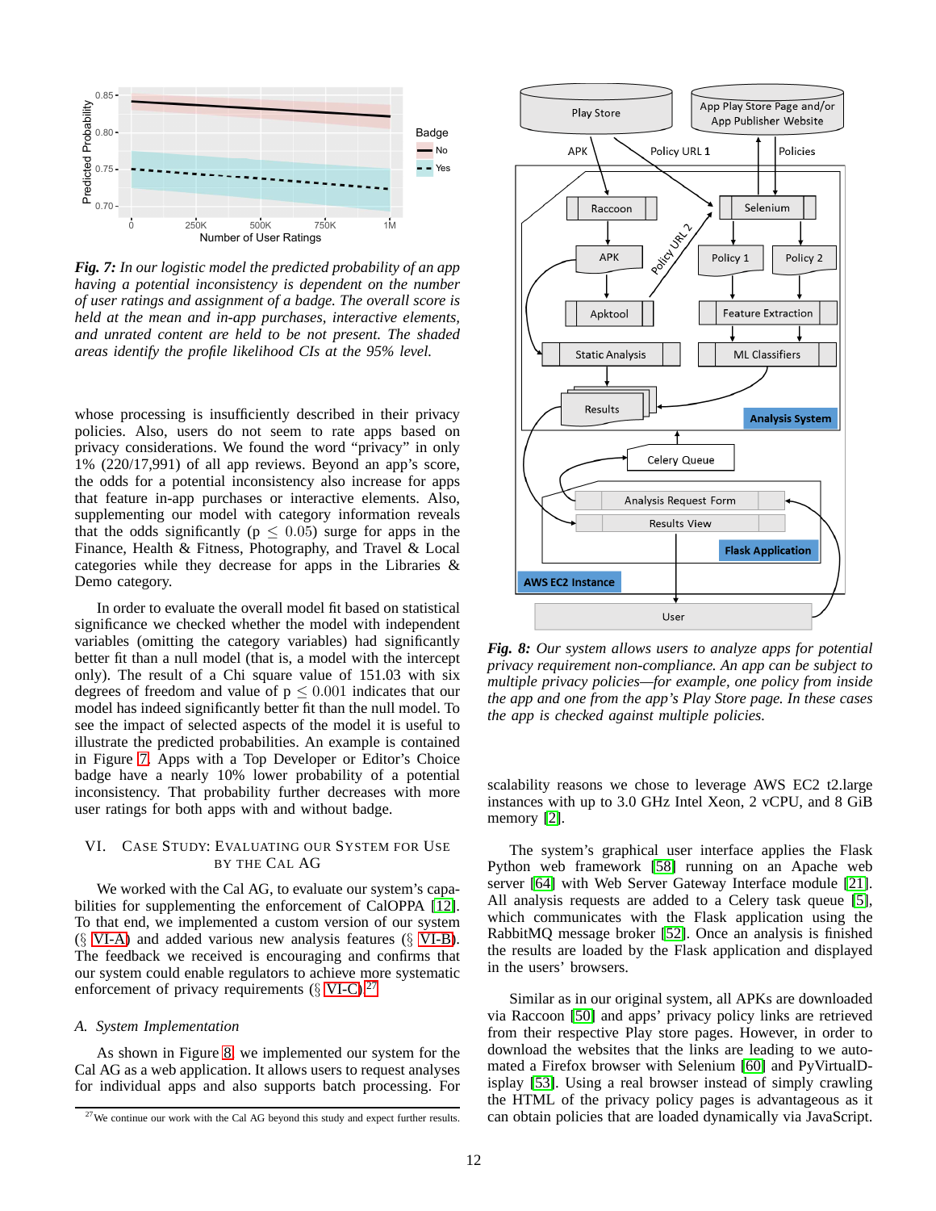*Fig. 7: In our logistic model the predicted probability of an app having a potential inconsistency is dependent on the number of user ratings and assignment of a badge. The overall score is held at the mean and in-app purchases, interactive elements, and unrated content are held to be not present. The shaded areas identify the profile likelihood CIs at the 95% level.*

whose processing is insufficiently described in their privacy policies. Also, users do not seem to rate apps based on privacy considerations. We found the word "privacy" in only 1% (220/17,991) of all app reviews. Beyond an app's score, the odds for a potential inconsistency also increase for apps that feature in-app purchases or interactive elements. Also, supplementing our model with category information reveals that the odds significantly ($p \leq 0.05$) surge for apps in the Finance, Health & Fitness, Photography, and Travel & Local categories while they decrease for apps in the Libraries & Demo category.

In order to evaluate the overall model fit based on statistical significance we checked whether the model with independent variables (omitting the category variables) had significantly better fit than a null model (that is, a model with the intercept only). The result of a Chi square value of 151.03 with six degrees of freedom and value of $p \leq 0.001$ indicates that our model has indeed significantly better fit than the null model. To see the impact of selected aspects of the model it is useful to illustrate the predicted probabilities. An example is contained in Figure 7. Apps with a Top Developer or Editor's Choice badge have a nearly 10% lower probability of a potential inconsistency. That probability further decreases with more user ratings for both apps with and without badge.

## VI. Case Study: Evaluating our System for Use by the Cal AG

We worked with the Cal AG, to evaluate our system's capabilities for supplementing the enforcement of CalOPPA [12]. To that end, we implemented a custom version of our system (§ VI-A) and added various new analysis features (§ VI-B). The feedback we received is encouraging and confirms that our system could enable regulators to achieve more systematic enforcement of privacy requirements (§ VI-C).[27]

### A. System Implementation

As shown in Figure 8, we implemented our system for the Cal AG as a web application. It allows users to request analyses for individual apps and also supports batch processing. For scalability reasons we chose to leverage AWS EC2 t2.large instances with up to 3.0 GHz Intel Xeon, 2 vCPU, and 8 GiB memory [2].

*Fig. 8: Our system allows users to analyze apps for potential privacy requirement non-compliance. An app can be subject to multiple privacy policies—for example, one policy from inside the app and one from the app's Play Store page. In these cases the app is checked against multiple policies.*

The system's graphical user interface applies the Flask Python web framework [58] running on an Apache web server [64] with Web Server Gateway Interface module [21]. All analysis requests are added to a Celery task queue [5], which communicates with the Flask application using the RabbitMQ message broker [52]. Once an analysis is finished the results are loaded by the Flask application and displayed in the users' browsers.

Similar as in our original system, all APKs are downloaded via Raccoon [50] and apps' privacy policy links are retrieved from their respective Play store pages. However, in order to download the websites that the links are leading to we automated a Firefox browser with Selenium [60] and PyVirtualDisplay [53]. Using a real browser instead of simply crawling the HTML of the privacy policy pages is advantageous as it can obtain policies that are loaded dynamically via JavaScript.

[27] We continue our work with the Cal AG beyond this study and expect further results.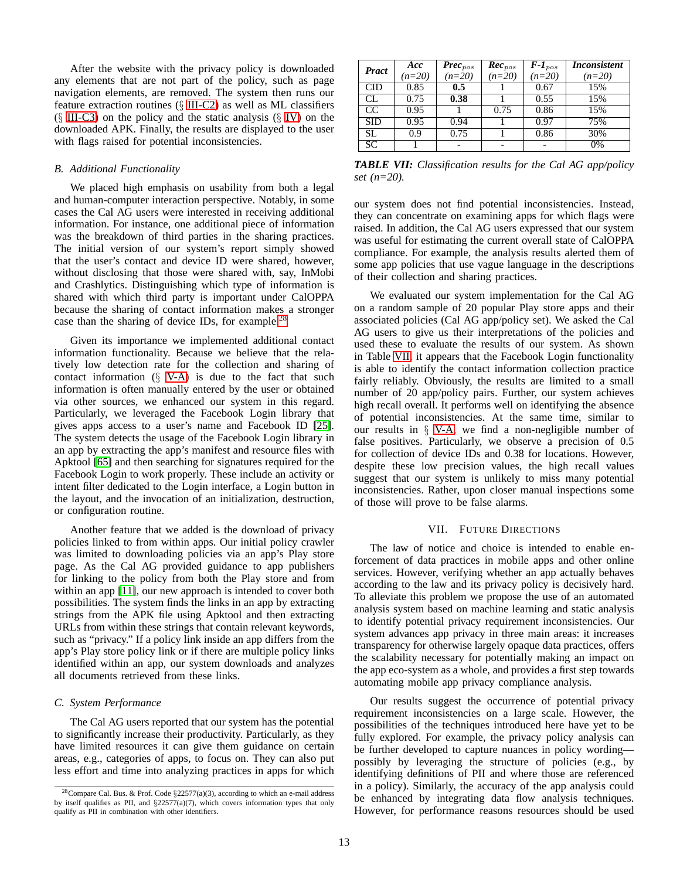After the website with the privacy policy is downloaded any elements that are not part of the policy, such as page navigation elements, are removed. The system then runs our feature extraction routines (§ III-C2) as well as ML classifiers (§ III-C3) on the policy and the static analysis (§ IV) on the downloaded APK. Finally, the results are displayed to the user with flags raised for potential inconsistencies.

### B. Additional Functionality

We placed high emphasis on usability from both a legal and human-computer interaction perspective. Notably, in some cases the Cal AG users were interested in receiving additional information. For instance, one additional piece of information was the breakdown of third parties in the sharing practices. The initial version of our system's report simply showed that the user's contact and device ID were shared, however, without disclosing that those were shared with, say, InMobi and Crashlytics. Distinguishing which type of information is shared with which third party is important under CalOPPA because the sharing of contact information makes a stronger case than the sharing of device IDs, for example.[28]

Given its importance we implemented additional contact information functionality. Because we believe that the relatively low detection rate for the collection and sharing of contact information (§ V-A) is due to the fact that such information is often manually entered by the user or obtained via other sources, we enhanced our system in this regard. Particularly, we leveraged the Facebook Login library that gives apps access to a user's name and Facebook ID [25]. The system detects the usage of the Facebook Login library in an app by extracting the app's manifest and resource files with Apktool [65] and then searching for signatures required for the Facebook Login to work properly. These include an activity or intent filter dedicated to the Login interface, a Login button in the layout, and the invocation of an initialization, destruction, or configuration routine.

Another feature that we added is the download of privacy policies linked to from within apps. Our initial policy crawler was limited to downloading policies via an app's Play store page. As the Cal AG provided guidance to app publishers for linking to the policy from both the Play store and from within an app [11], our new approach is intended to cover both possibilities. The system finds the links in an app by extracting strings from the APK file using Apktool and then extracting URLs from within these strings that contain relevant keywords, such as "privacy." If a policy link inside an app differs from the app's Play store policy link or if there are multiple policy links identified within an app, our system downloads and analyzes all documents retrieved from these links.

### C. System Performance

The Cal AG users reported that our system has the potential to significantly increase their productivity. Particularly, as they have limited resources it can give them guidance on certain areas, e.g., categories of apps, to focus on. They can also put less effort and time into analyzing practices in apps for which our system does not find potential inconsistencies. Instead, they can concentrate on examining apps for which flags were raised. In addition, the Cal AG users expressed that our system was useful for estimating the current overall state of CalOPPA compliance. For example, the analysis results alerted them of some app policies that use vague language in the descriptions of their collection and sharing practices.

| ***Pract*** | ***Acc*** (n=20) | ***Prec***$_{pos}$ (n=20) | ***Rec***$_{pos}$ (n=20) | ***F-1***$_{pos}$ (n=20) | ***Inconsistent*** (n=20) |
|---|---|---|---|---|---|
| CID | 0.85 | **0.5** | 1 | 0.67 | 15% |
| CL | 0.75 | **0.38** | 1 | 0.55 | 15% |
| CC | 0.95 | 1 | 0.75 | 0.86 | 15% |
| SID | 0.95 | 0.94 | 1 | 0.97 | 75% |
| SL | 0.9 | 0.75 | 1 | 0.86 | 30% |
| SC | 1 | - | - | - | 0% |

***TABLE VII:*** *Classification results for the Cal AG app/policy set (n=20).*

We evaluated our system implementation for the Cal AG on a random sample of 20 popular Play store apps and their associated policies (Cal AG app/policy set). We asked the Cal AG users to give us their interpretations of the policies and used these to evaluate the results of our system. As shown in Table VII, it appears that the Facebook Login functionality is able to identify the contact information collection practice fairly reliably. Obviously, the results are limited to a small number of 20 app/policy pairs. Further, our system achieves high recall overall. It performs well on identifying the absence of potential inconsistencies. At the same time, similar to our results in § V-A, we find a non-negligible number of false positives. Particularly, we observe a precision of 0.5 for collection of device IDs and 0.38 for locations. However, despite these low precision values, the high recall values suggest that our system is unlikely to miss many potential inconsistencies. Rather, upon closer manual inspections some of those will prove to be false alarms.

## VII. Future Directions

The law of notice and choice is intended to enable enforcement of data practices in mobile apps and other online services. However, verifying whether an app actually behaves according to the law and its privacy policy is decisively hard. To alleviate this problem we propose the use of an automated analysis system based on machine learning and static analysis to identify potential privacy requirement inconsistencies. Our system advances app privacy in three main areas: it increases transparency for otherwise largely opaque data practices, offers the scalability necessary for potentially making an impact on the app eco-system as a whole, and provides a first step towards automating mobile app privacy compliance analysis.

Our results suggest the occurrence of potential privacy requirement inconsistencies on a large scale. However, the possibilities of the techniques introduced here have yet to be fully explored. For example, the privacy policy analysis can be further developed to capture nuances in policy wording—possibly by leveraging the structure of policies (e.g., by identifying definitions of PII and where those are referenced in a policy). Similarly, the accuracy of the app analysis could be enhanced by integrating data flow analysis techniques. However, for performance reasons resources should be used

[28] Compare Cal. Bus. & Prof. Code §22577(a)(3), according to which an e-mail address by itself qualifies as PII, and §22577(a)(7), which covers information types that only qualify as PII in combination with other identifiers.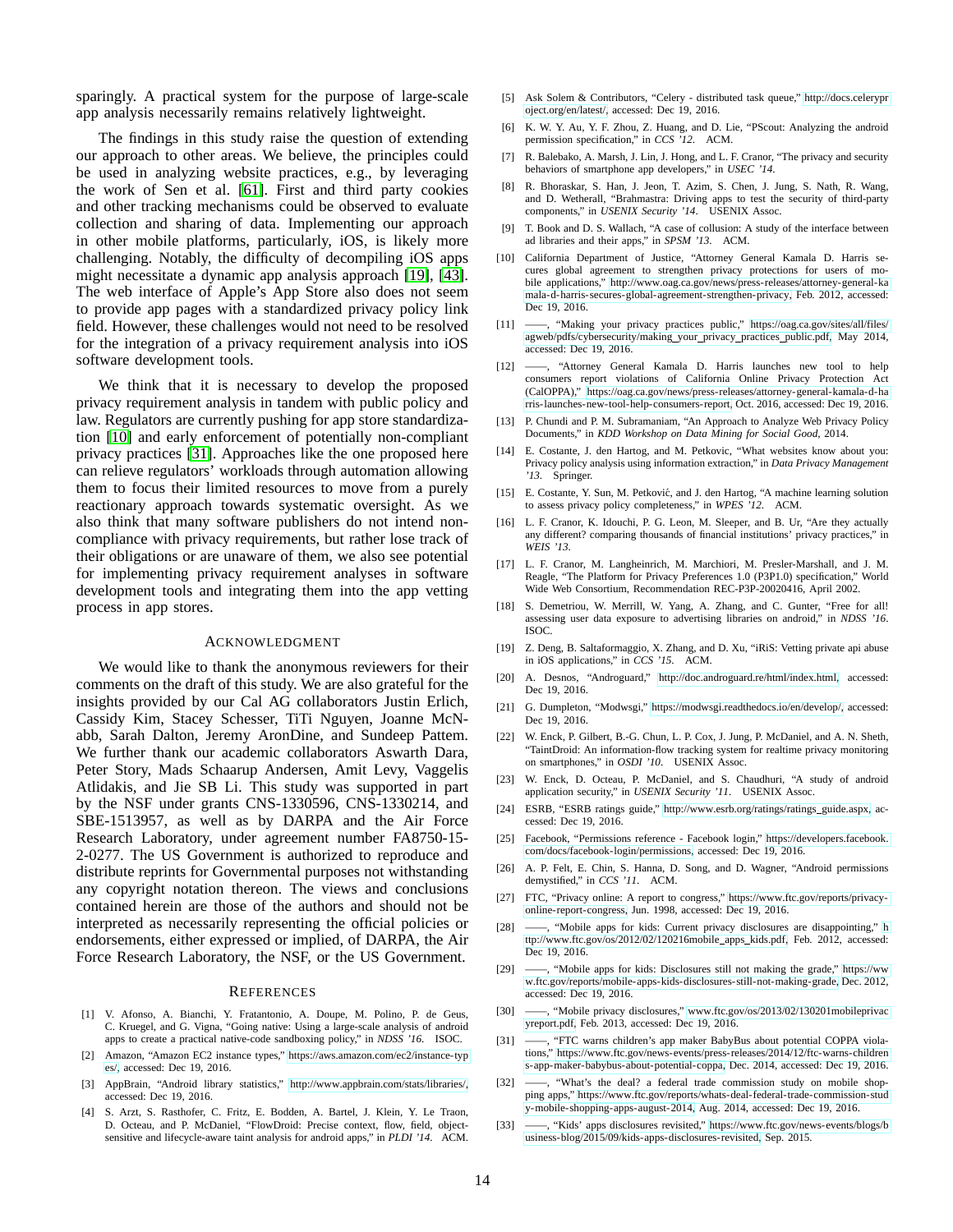sparingly. A practical system for the purpose of large-scale app analysis necessarily remains relatively lightweight.

The findings in this study raise the question of extending our approach to other areas. We believe, the principles could be used in analyzing website practices, e.g., by leveraging the work of Sen et al. [61]. First and third party cookies and other tracking mechanisms could be observed to evaluate collection and sharing of data. Implementing our approach in other mobile platforms, particularly, iOS, is likely more challenging. Notably, the difficulty of decompiling iOS apps might necessitate a dynamic app analysis approach [19], [43]. The web interface of Apple's App Store also does not seem to provide app pages with a standardized privacy policy link field. However, these challenges would not need to be resolved for the integration of a privacy requirement analysis into iOS software development tools.

We think that it is necessary to develop the proposed privacy requirement analysis in tandem with public policy and law. Regulators are currently pushing for app store standardization [10] and early enforcement of potentially non-compliant privacy practices [31]. Approaches like the one proposed here can relieve regulators' workloads through automation allowing them to focus their limited resources to move from a purely reactionary approach towards systematic oversight. As we also think that many software publishers do not intend non-compliance with privacy requirements, but rather lose track of their obligations or are unaware of them, we also see potential for implementing privacy requirement analyses in software development tools and integrating them into the app vetting process in app stores.

## Acknowledgment

We would like to thank the anonymous reviewers for their comments on the draft of this study. We are also grateful for the insights provided by our Cal AG collaborators Justin Erlich, Cassidy Kim, Stacey Schesser, TiTi Nguyen, Joanne McNabb, Sarah Dalton, Jeremy AronDine, and Sundeep Pattem. We further thank our academic collaborators Aswarth Dara, Peter Story, Mads Schaarup Andersen, Amit Levy, Vaggelis Atlidakis, and Jie SB Li. This study was supported in part by the NSF under grants CNS-1330596, CNS-1330214, and SBE-1513957, as well as by DARPA and the Air Force Research Laboratory, under agreement number FA8750-15-2-0277. The US Government is authorized to reproduce and distribute reprints for Governmental purposes not withstanding any copyright notation thereon. The views and conclusions contained herein are those of the authors and should not be interpreted as necessarily representing the official policies or endorsements, either expressed or implied, of DARPA, the Air Force Research Laboratory, the NSF, or the US Government.

## References

[1] V. Afonso, A. Bianchi, Y. Fratantonio, A. Doupe, M. Polino, P. de Geus, C. Kruegel, and G. Vigna, "Going native: Using a large-scale analysis of android apps to create a practical native-code sandboxing policy," in *NDSS '16*. ISOC.

[2] Amazon, "Amazon EC2 instance types," https://aws.amazon.com/ec2/instance-types/, accessed: Dec 19, 2016.

[3] AppBrain, "Android library statistics," http://www.appbrain.com/stats/libraries/, accessed: Dec 19, 2016.

[4] S. Arzt, S. Rasthofer, C. Fritz, E. Bodden, A. Bartel, J. Klein, Y. Le Traon, D. Octeau, and P. McDaniel, "FlowDroid: Precise context, flow, field, object-sensitive and lifecycle-aware taint analysis for android apps," in *PLDI '14*. ACM.

[5] Ask Solem & Contributors, "Celery - distributed task queue," http://docs.celeryproject.org/en/latest/, accessed: Dec 19, 2016.

[6] K. W. Y. Au, Y. F. Zhou, Z. Huang, and D. Lie, "PScout: Analyzing the android permission specification," in *CCS '12*. ACM.

[7] R. Balebako, A. Marsh, J. Lin, J. Hong, and L. F. Cranor, "The privacy and security behaviors of smartphone app developers," in *USEC '14*.

[8] R. Bhoraskar, S. Han, J. Jeon, T. Azim, S. Chen, J. Jung, S. Nath, R. Wang, and D. Wetherall, "Brahmastra: Driving apps to test the security of third-party components," in *USENIX Security '14*. USENIX Assoc.

[9] T. Book and D. S. Wallach, "A case of collusion: A study of the interface between ad libraries and their apps," in *SPSM '13*. ACM.

[10] California Department of Justice, "Attorney General Kamala D. Harris secures global agreement to strengthen privacy protections for users of mobile applications," http://www.oag.ca.gov/news/press-releases/attorney-general-kamala-d-harris-secures-global-agreement-strengthen-privacy, Feb. 2012, accessed: Dec 19, 2016.

[11] ——, "Making your privacy practices public," https://oag.ca.gov/sites/all/files/agweb/pdfs/cybersecurity/making_your_privacy_practices_public.pdf, May 2014, accessed: Dec 19, 2016.

[12] ——, "Attorney General Kamala D. Harris launches new tool to help consumers report violations of California Online Privacy Protection Act (CalOPPA)," https://oag.ca.gov/news/press-releases/attorney-general-kamala-d-harris-launches-new-tool-help-consumers-report, Oct. 2016, accessed: Dec 19, 2016.

[13] P. Chundi and P. M. Subramaniam, "An Approach to Analyze Web Privacy Policy Documents," in *KDD Workshop on Data Mining for Social Good*, 2014.

[14] E. Costante, J. den Hartog, and M. Petkovic, "What websites know about you: Privacy policy analysis using information extraction," in *Data Privacy Management '13*. Springer.

[15] E. Costante, Y. Sun, M. Petković, and J. den Hartog, "A machine learning solution to assess privacy policy completeness," in *WPES '12*. ACM.

[16] L. F. Cranor, K. Idouchi, P. G. Leon, M. Sleeper, and B. Ur, "Are they actually any different? comparing thousands of financial institutions' privacy practices," in *WEIS '13*.

[17] L. F. Cranor, M. Langheinrich, M. Marchiori, M. Presler-Marshall, and J. M. Reagle, "The Platform for Privacy Preferences 1.0 (P3P1.0) specification," World Wide Web Consortium, Recommendation REC-P3P-20020416, April 2002.

[18] S. Demetriou, W. Merrill, W. Yang, A. Zhang, and C. Gunter, "Free for all! assessing user data exposure to advertising libraries on android," in *NDSS '16*. ISOC.

[19] Z. Deng, B. Saltaformaggio, X. Zhang, and D. Xu, "iRiS: Vetting private api abuse in iOS applications," in *CCS '15*. ACM.

[20] A. Desnos, "Androguard," http://doc.androguard.re/html/index.html, accessed: Dec 19, 2016.

[21] G. Dumpleton, "Modwsgi," https://modwsgi.readthedocs.io/en/develop/, accessed: Dec 19, 2016.

[22] W. Enck, P. Gilbert, B.-G. Chun, L. P. Cox, J. Jung, P. McDaniel, and A. N. Sheth, "TaintDroid: An information-flow tracking system for realtime privacy monitoring on smartphones," in *OSDI '10*. USENIX Assoc.

[23] W. Enck, D. Octeau, P. McDaniel, and S. Chaudhuri, "A study of android application security," in *USENIX Security '11*. USENIX Assoc.

[24] ESRB, "ESRB ratings guide," http://www.esrb.org/ratings/ratings_guide.aspx, accessed: Dec 19, 2016.

[25] Facebook, "Permissions reference - Facebook login," https://developers.facebook.com/docs/facebook-login/permissions, accessed: Dec 19, 2016.

[26] A. P. Felt, E. Chin, S. Hanna, D. Song, and D. Wagner, "Android permissions demystified," in *CCS '11*. ACM.

[27] FTC, "Privacy online: A report to congress," https://www.ftc.gov/reports/privacy-online-report-congress, Jun. 1998, accessed: Dec 19, 2016.

[28] ——, "Mobile apps for kids: Current privacy disclosures are disappointing," http://www.ftc.gov/os/2012/02/120216mobile_apps_kids.pdf, Feb. 2012, accessed: Dec 19, 2016.

[29] ——, "Mobile apps for kids: Disclosures still not making the grade," https://www.ftc.gov/reports/mobile-apps-kids-disclosures-still-not-making-grade, Dec. 2012, accessed: Dec 19, 2016.

[30] ——, "Mobile privacy disclosures," www.ftc.gov/os/2013/02/130201mobileprivacyreport.pdf, Feb. 2013, accessed: Dec 19, 2016.

[31] ——, "FTC warns children's app maker BabyBus about potential COPPA violations," https://www.ftc.gov/news-events/press-releases/2014/12/ftc-warns-childrens-app-maker-babybus-about-potential-coppa, Dec. 2014, accessed: Dec 19, 2016.

[32] ——, "What's the deal? a federal trade commission study on mobile shopping apps," https://www.ftc.gov/reports/whats-deal-federal-trade-commission-study-mobile-shopping-apps-august-2014, Aug. 2014, accessed: Dec 19, 2016.

[33] ——, "Kids' apps disclosures revisited," https://www.ftc.gov/news-events/blogs/business-blog/2015/09/kids-apps-disclosures-revisited, Sep. 2015.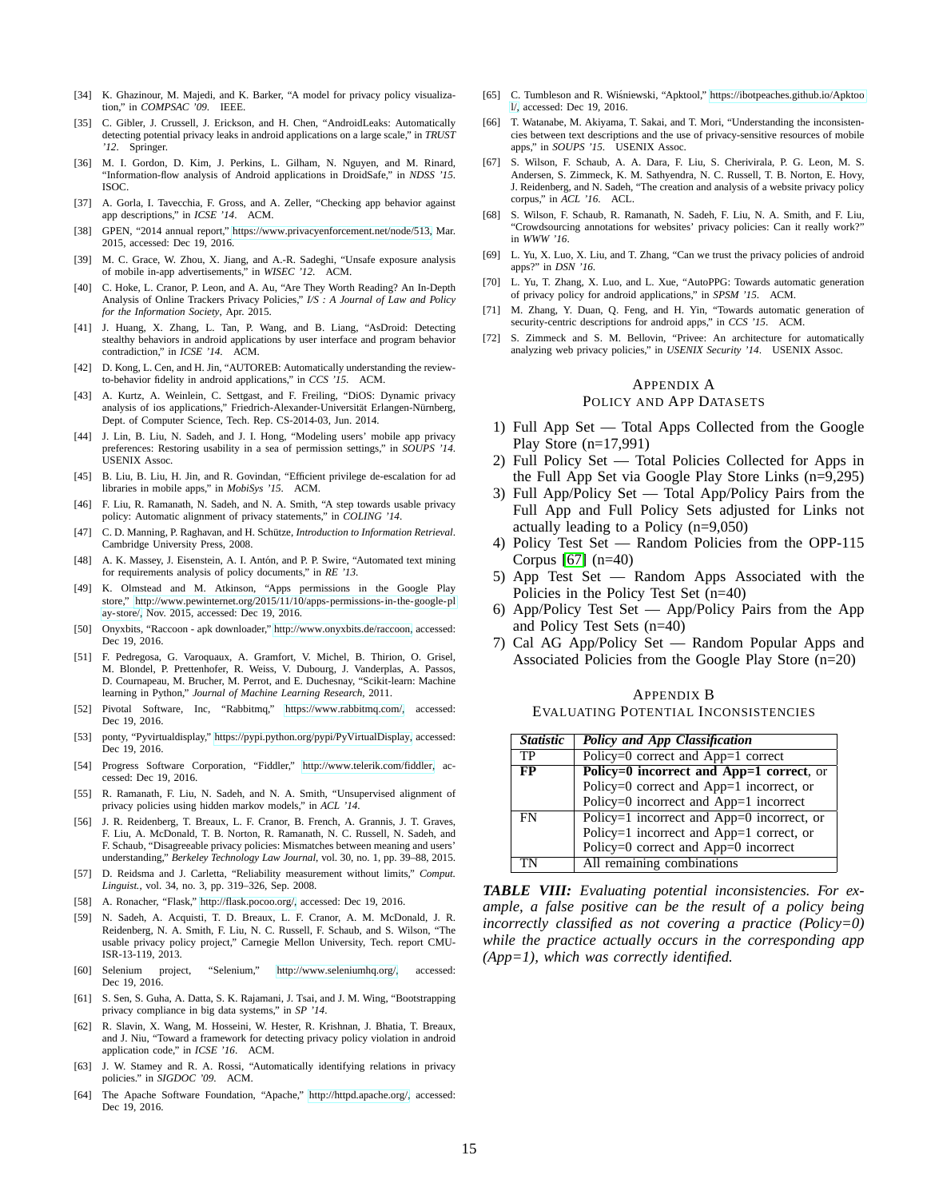[34] K. Ghazinour, M. Majedi, and K. Barker, "A model for privacy policy visualization," in *COMPSAC '09*. IEEE.

[35] C. Gibler, J. Crussell, J. Erickson, and H. Chen, "AndroidLeaks: Automatically detecting potential privacy leaks in android applications on a large scale," in *TRUST '12*. Springer.

[36] M. I. Gordon, D. Kim, J. Perkins, L. Gilham, N. Nguyen, and M. Rinard, "Information-flow analysis of Android applications in DroidSafe," in *NDSS '15*. ISOC.

[37] A. Gorla, I. Tavecchia, F. Gross, and A. Zeller, "Checking app behavior against app descriptions," in *ICSE '14*. ACM.

[38] GPEN, "2014 annual report," https://www.privacyenforcement.net/node/513, Mar. 2015, accessed: Dec 19, 2016.

[39] M. C. Grace, W. Zhou, X. Jiang, and A.-R. Sadeghi, "Unsafe exposure analysis of mobile in-app advertisements," in *WISEC '12*. ACM.

[40] C. Hoke, L. Cranor, P. Leon, and A. Au, "Are They Worth Reading? An In-Depth Analysis of Online Trackers Privacy Policies," *I/S : A Journal of Law and Policy for the Information Society*, Apr. 2015.

[41] J. Huang, X. Zhang, L. Tan, P. Wang, and B. Liang, "AsDroid: Detecting stealthy behaviors in android applications by user interface and program behavior contradiction," in *ICSE '14*. ACM.

[42] D. Kong, L. Cen, and H. Jin, "AUTOREB: Automatically understanding the review-to-behavior fidelity in android applications," in *CCS '15*. ACM.

[43] A. Kurtz, A. Weinlein, C. Settgast, and F. Freiling, "DiOS: Dynamic privacy analysis of ios applications," Friedrich-Alexander-Universität Erlangen-Nürnberg, Dept. of Computer Science, Tech. Rep. CS-2014-03, Jun. 2014.

[44] J. Lin, B. Liu, N. Sadeh, and J. I. Hong, "Modeling users' mobile app privacy preferences: Restoring usability in a sea of permission settings," in *SOUPS '14*. USENIX Assoc.

[45] B. Liu, B. Liu, H. Jin, and R. Govindan, "Efficient privilege de-escalation for ad libraries in mobile apps," in *MobiSys '15*. ACM.

[46] F. Liu, R. Ramanath, N. Sadeh, and N. A. Smith, "A step towards usable privacy policy: Automatic alignment of privacy statements," in *COLING '14*.

[47] C. D. Manning, P. Raghavan, and H. Schütze, *Introduction to Information Retrieval*. Cambridge University Press, 2008.

[48] A. K. Massey, J. Eisenstein, A. I. Antón, and P. P. Swire, "Automated text mining for requirements analysis of policy documents," in *RE '13*.

[49] K. Olmstead and M. Atkinson, "Apps permissions in the Google Play store," http://www.pewinternet.org/2015/11/10/apps-permissions-in-the-google-play-store/, Nov. 2015, accessed: Dec 19, 2016.

[50] Onyxbits, "Raccoon - apk downloader," http://www.onyxbits.de/raccoon, accessed: Dec 19, 2016.

[51] F. Pedregosa, G. Varoquaux, A. Gramfort, V. Michel, B. Thirion, O. Grisel, M. Blondel, P. Prettenhofer, R. Weiss, V. Dubourg, J. Vanderplas, A. Passos, D. Cournapeau, M. Brucher, M. Perrot, and E. Duchesnay, "Scikit-learn: Machine learning in Python," *Journal of Machine Learning Research*, 2011.

[52] Pivotal Software, Inc, "Rabbitmq," https://www.rabbitmq.com/, accessed: Dec 19, 2016.

[53] ponty, "Pyvirtualdisplay," https://pypi.python.org/pypi/PyVirtualDisplay, accessed: Dec 19, 2016.

[54] Progress Software Corporation, "Fiddler," http://www.telerik.com/fiddler, accessed: Dec 19, 2016.

[55] R. Ramanath, F. Liu, N. Sadeh, and N. A. Smith, "Unsupervised alignment of privacy policies using hidden markov models," in *ACL '14*.

[56] J. R. Reidenberg, T. Breaux, L. F. Cranor, B. French, A. Grannis, J. T. Graves, F. Liu, A. McDonald, T. B. Norton, R. Ramanath, N. C. Russell, N. Sadeh, and F. Schaub, "Disagreeable privacy policies: Mismatches between meaning and users' understanding," *Berkeley Technology Law Journal*, vol. 30, no. 1, pp. 39–88, 2015.

[57] D. Reidsma and J. Carletta, "Reliability measurement without limits," *Comput. Linguist.*, vol. 34, no. 3, pp. 319–326, Sep. 2008.

[58] A. Ronacher, "Flask," http://flask.pocoo.org/, accessed: Dec 19, 2016.

[59] N. Sadeh, A. Acquisti, T. D. Breaux, L. F. Cranor, A. M. McDonald, J. R. Reidenberg, N. A. Smith, F. Liu, N. C. Russell, F. Schaub, and S. Wilson, "The usable privacy policy project," Carnegie Mellon University, Tech. report CMU-ISR-13-119, 2013.

[60] Selenium project, "Selenium," http://www.seleniumhq.org/, accessed: Dec 19, 2016.

[61] S. Sen, S. Guha, A. Datta, S. K. Rajamani, J. Tsai, and J. M. Wing, "Bootstrapping privacy compliance in big data systems," in *SP '14*.

[62] R. Slavin, X. Wang, M. Hosseini, W. Hester, R. Krishnan, J. Bhatia, T. Breaux, and J. Niu, "Toward a framework for detecting privacy policy violation in android application code," in *ICSE '16*. ACM.

[63] J. W. Stamey and R. A. Rossi, "Automatically identifying relations in privacy policies." in *SIGDOC '09*. ACM.

[64] The Apache Software Foundation, "Apache," http://httpd.apache.org/, accessed: Dec 19, 2016.

[65] C. Tumbleson and R. Wiśniewski, "Apktool," https://ibotpeaches.github.io/Apktool/, accessed: Dec 19, 2016.

[66] T. Watanabe, M. Akiyama, T. Sakai, and T. Mori, "Understanding the inconsistencies between text descriptions and the use of privacy-sensitive resources of mobile apps," in *SOUPS '15*. USENIX Assoc.

[67] S. Wilson, F. Schaub, A. A. Dara, F. Liu, S. Cherivirala, P. G. Leon, M. S. Andersen, S. Zimmeck, K. M. Sathyendra, N. C. Russell, T. B. Norton, E. Hovy, J. Reidenberg, and N. Sadeh, "The creation and analysis of a website privacy policy corpus," in *ACL '16*. ACL.

[68] S. Wilson, F. Schaub, R. Ramanath, N. Sadeh, F. Liu, N. A. Smith, and F. Liu, "Crowdsourcing annotations for websites' privacy policies: Can it really work?" in *WWW '16*.

[69] L. Yu, X. Luo, X. Liu, and T. Zhang, "Can we trust the privacy policies of android apps?" in *DSN '16*.

[70] L. Yu, T. Zhang, X. Luo, and L. Xue, "AutoPPG: Towards automatic generation of privacy policy for android applications," in *SPSM '15*. ACM.

[71] M. Zhang, Y. Duan, Q. Feng, and H. Yin, "Towards automatic generation of security-centric descriptions for android apps," in *CCS '15*. ACM.

[72] S. Zimmeck and S. M. Bellovin, "Privee: An architecture for automatically analyzing web privacy policies," in *USENIX Security '14*. USENIX Assoc.

## Appendix A
## Policy and App Datasets

1) Full App Set — Total Apps Collected from the Google Play Store (n=17,991)
2) Full Policy Set — Total Policies Collected for Apps in the Full App Set via Google Play Store Links (n=9,295)
3) Full App/Policy Set — Total App/Policy Pairs from the Full App and Full Policy Sets adjusted for Links not actually leading to a Policy (n=9,050)
4) Policy Test Set — Random Policies from the OPP-115 Corpus [67] (n=40)
5) App Test Set — Random Apps Associated with the Policies in the Policy Test Set (n=40)
6) App/Policy Test Set — App/Policy Pairs from the App and Policy Test Sets (n=40)
7) Cal AG App/Policy Set — Random Popular Apps and Associated Policies from the Google Play Store (n=20)

## Appendix B
## Evaluating Potential Inconsistencies

| *Statistic* | *Policy and App Classification* |
|---|---|
| TP | Policy=0 correct and App=1 correct |
| **FP** | **Policy=0 incorrect and App=1 correct**, or Policy=0 correct and App=1 incorrect, or Policy=0 incorrect and App=1 incorrect |
| FN | Policy=1 incorrect and App=0 incorrect, or Policy=1 incorrect and App=1 correct, or Policy=0 correct and App=0 incorrect |
| TN | All remaining combinations |

***TABLE VIII:*** *Evaluating potential inconsistencies. For example, a false positive can be the result of a policy being incorrectly classified as not covering a practice (Policy=0) while the practice actually occurs in the corresponding app (App=1), which was correctly identified.*